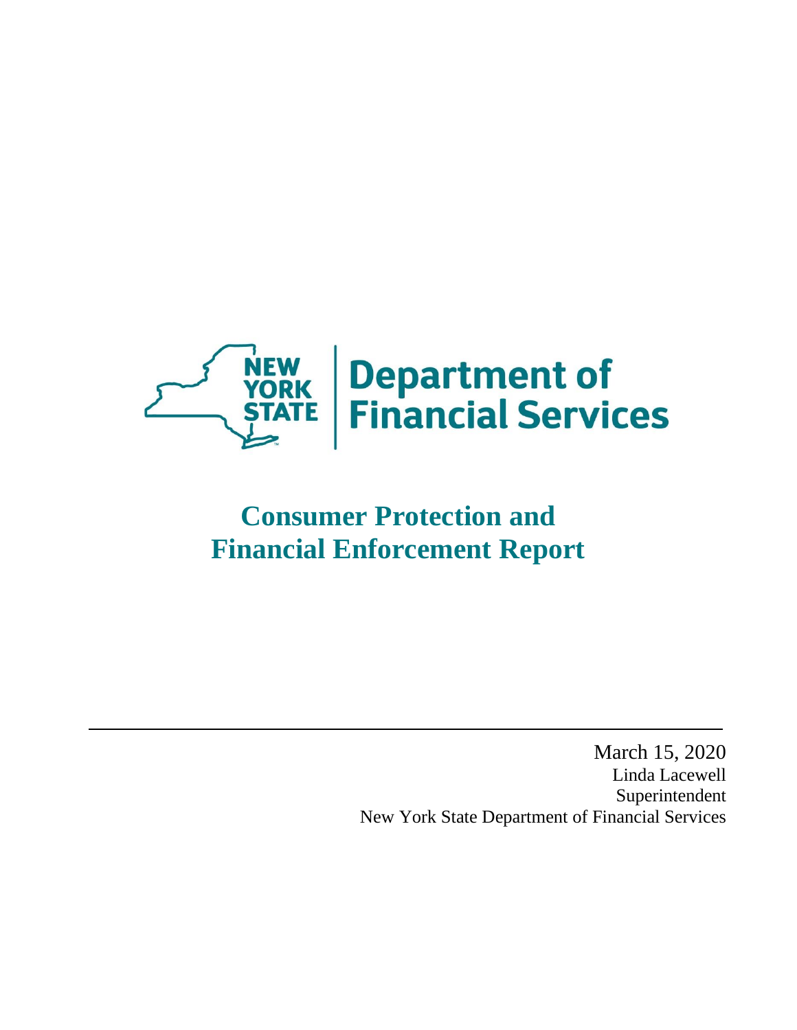NEW YORK STATE | Department of Financial Services

# Consumer Protection and Financial Enforcement Report

---

March 15, 2020
Linda Lacewell
Superintendent
New York State Department of Financial Services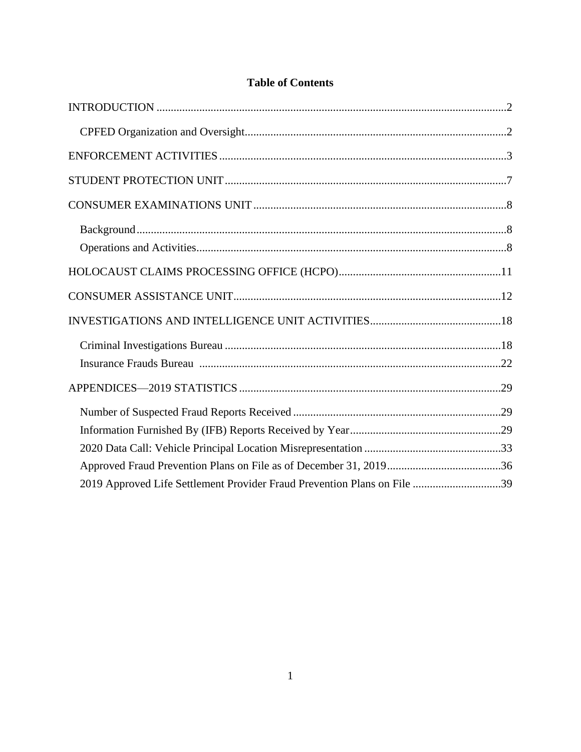**Table of Contents**

INTRODUCTION ..........2

- CPFED Organization and Oversight..........2

ENFORCEMENT ACTIVITIES..........3

STUDENT PROTECTION UNIT..........7

CONSUMER EXAMINATIONS UNIT..........8

- Background..........8
- Operations and Activities..........8

HOLOCAUST CLAIMS PROCESSING OFFICE (HCPO)..........11

CONSUMER ASSISTANCE UNIT..........12

INVESTIGATIONS AND INTELLIGENCE UNIT ACTIVITIES..........18

- Criminal Investigations Bureau..........18
- Insurance Frauds Bureau..........22

APPENDICES—2019 STATISTICS..........29

- Number of Suspected Fraud Reports Received..........29
- Information Furnished By (IFB) Reports Received by Year..........29
- 2020 Data Call: Vehicle Principal Location Misrepresentation..........33
- Approved Fraud Prevention Plans on File as of December 31, 2019..........36
- 2019 Approved Life Settlement Provider Fraud Prevention Plans on File..........39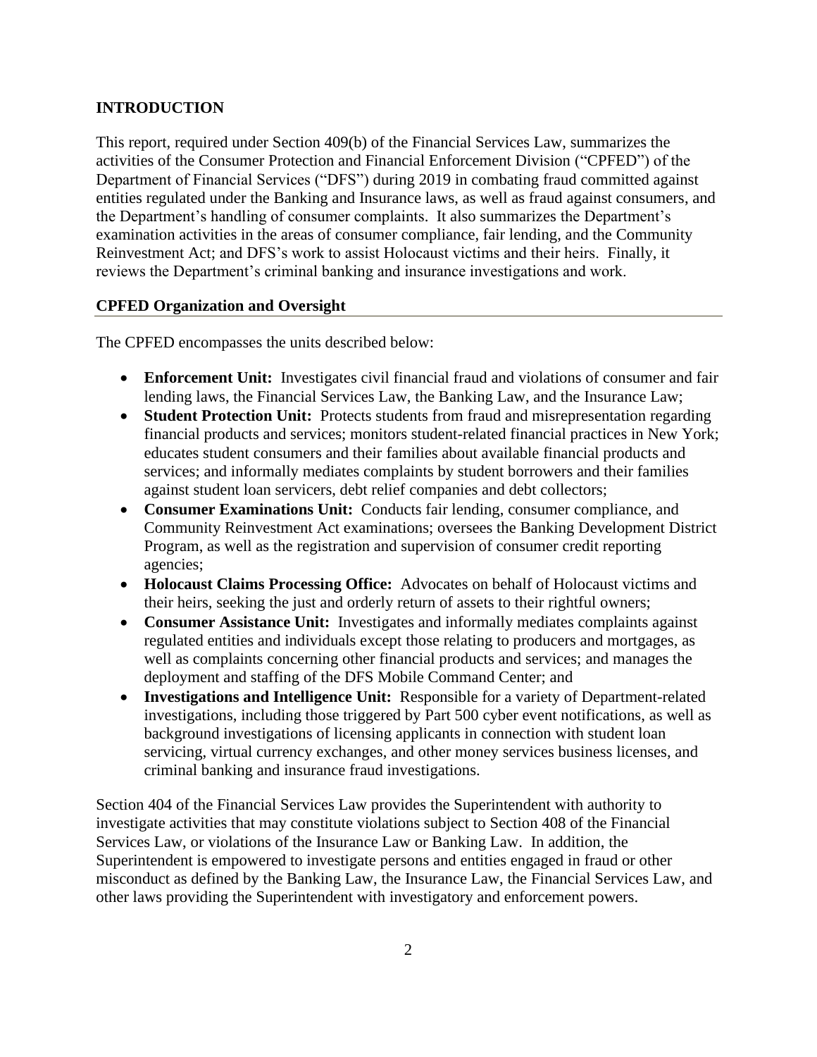## INTRODUCTION

This report, required under Section 409(b) of the Financial Services Law, summarizes the activities of the Consumer Protection and Financial Enforcement Division ("CPFED") of the Department of Financial Services ("DFS") during 2019 in combating fraud committed against entities regulated under the Banking and Insurance laws, as well as fraud against consumers, and the Department's handling of consumer complaints. It also summarizes the Department's examination activities in the areas of consumer compliance, fair lending, and the Community Reinvestment Act; and DFS's work to assist Holocaust victims and their heirs. Finally, it reviews the Department's criminal banking and insurance investigations and work.

### CPFED Organization and Oversight

The CPFED encompasses the units described below:

- **Enforcement Unit:** Investigates civil financial fraud and violations of consumer and fair lending laws, the Financial Services Law, the Banking Law, and the Insurance Law;
- **Student Protection Unit:** Protects students from fraud and misrepresentation regarding financial products and services; monitors student-related financial practices in New York; educates student consumers and their families about available financial products and services; and informally mediates complaints by student borrowers and their families against student loan servicers, debt relief companies and debt collectors;
- **Consumer Examinations Unit:** Conducts fair lending, consumer compliance, and Community Reinvestment Act examinations; oversees the Banking Development District Program, as well as the registration and supervision of consumer credit reporting agencies;
- **Holocaust Claims Processing Office:** Advocates on behalf of Holocaust victims and their heirs, seeking the just and orderly return of assets to their rightful owners;
- **Consumer Assistance Unit:** Investigates and informally mediates complaints against regulated entities and individuals except those relating to producers and mortgages, as well as complaints concerning other financial products and services; and manages the deployment and staffing of the DFS Mobile Command Center; and
- **Investigations and Intelligence Unit:** Responsible for a variety of Department-related investigations, including those triggered by Part 500 cyber event notifications, as well as background investigations of licensing applicants in connection with student loan servicing, virtual currency exchanges, and other money services business licenses, and criminal banking and insurance fraud investigations.

Section 404 of the Financial Services Law provides the Superintendent with authority to investigate activities that may constitute violations subject to Section 408 of the Financial Services Law, or violations of the Insurance Law or Banking Law. In addition, the Superintendent is empowered to investigate persons and entities engaged in fraud or other misconduct as defined by the Banking Law, the Insurance Law, the Financial Services Law, and other laws providing the Superintendent with investigatory and enforcement powers.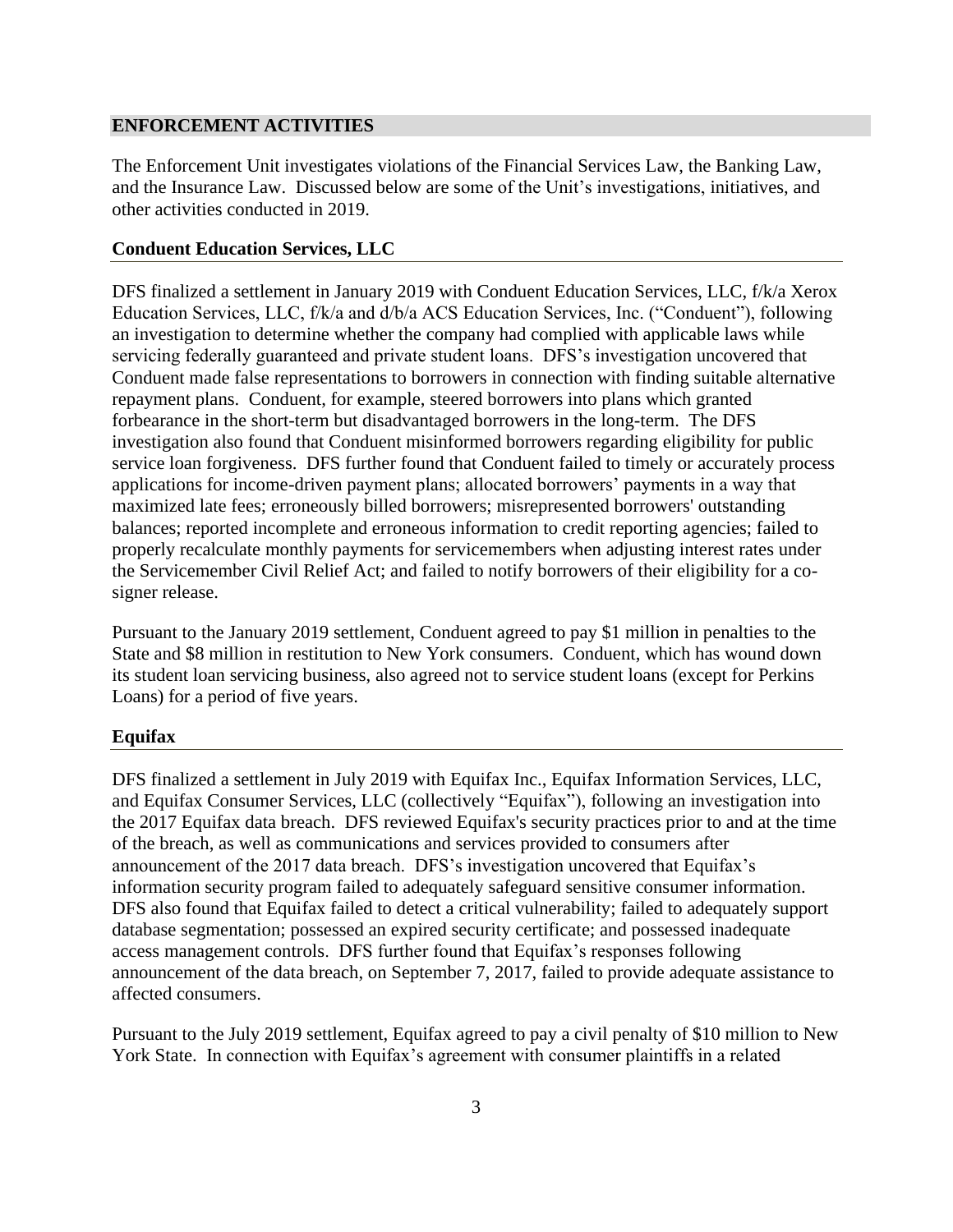## ENFORCEMENT ACTIVITIES

The Enforcement Unit investigates violations of the Financial Services Law, the Banking Law, and the Insurance Law. Discussed below are some of the Unit's investigations, initiatives, and other activities conducted in 2019.

### Conduent Education Services, LLC

DFS finalized a settlement in January 2019 with Conduent Education Services, LLC, f/k/a Xerox Education Services, LLC, f/k/a and d/b/a ACS Education Services, Inc. ("Conduent"), following an investigation to determine whether the company had complied with applicable laws while servicing federally guaranteed and private student loans. DFS's investigation uncovered that Conduent made false representations to borrowers in connection with finding suitable alternative repayment plans. Conduent, for example, steered borrowers into plans which granted forbearance in the short-term but disadvantaged borrowers in the long-term. The DFS investigation also found that Conduent misinformed borrowers regarding eligibility for public service loan forgiveness. DFS further found that Conduent failed to timely or accurately process applications for income-driven payment plans; allocated borrowers' payments in a way that maximized late fees; erroneously billed borrowers; misrepresented borrowers' outstanding balances; reported incomplete and erroneous information to credit reporting agencies; failed to properly recalculate monthly payments for servicemembers when adjusting interest rates under the Servicemember Civil Relief Act; and failed to notify borrowers of their eligibility for a co-signer release.

Pursuant to the January 2019 settlement, Conduent agreed to pay $1 million in penalties to the State and $8 million in restitution to New York consumers. Conduent, which has wound down its student loan servicing business, also agreed not to service student loans (except for Perkins Loans) for a period of five years.

### Equifax

DFS finalized a settlement in July 2019 with Equifax Inc., Equifax Information Services, LLC, and Equifax Consumer Services, LLC (collectively "Equifax"), following an investigation into the 2017 Equifax data breach. DFS reviewed Equifax's security practices prior to and at the time of the breach, as well as communications and services provided to consumers after announcement of the 2017 data breach. DFS's investigation uncovered that Equifax's information security program failed to adequately safeguard sensitive consumer information. DFS also found that Equifax failed to detect a critical vulnerability; failed to adequately support database segmentation; possessed an expired security certificate; and possessed inadequate access management controls. DFS further found that Equifax's responses following announcement of the data breach, on September 7, 2017, failed to provide adequate assistance to affected consumers.

Pursuant to the July 2019 settlement, Equifax agreed to pay a civil penalty of $10 million to New York State. In connection with Equifax's agreement with consumer plaintiffs in a related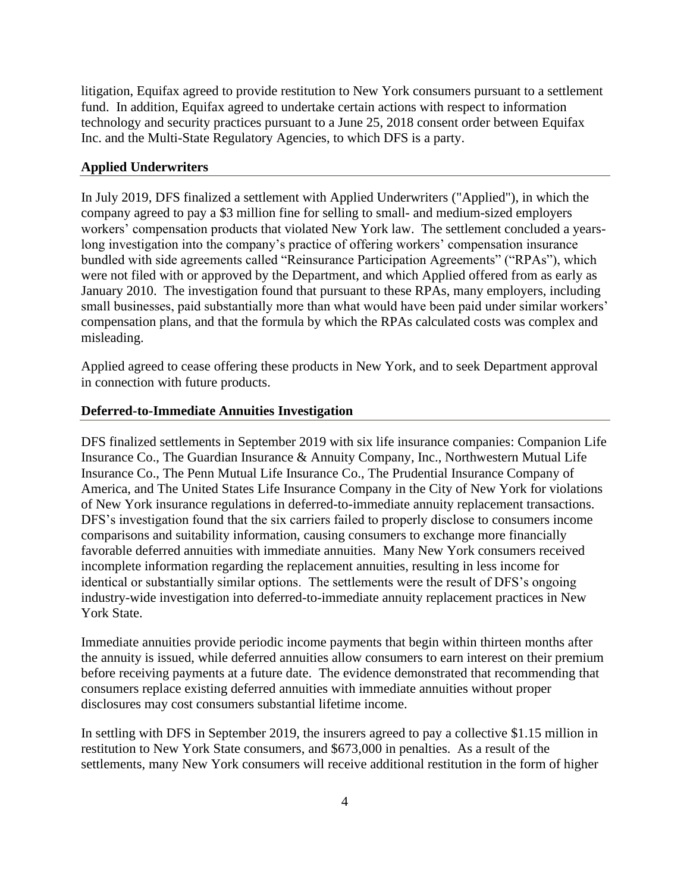litigation, Equifax agreed to provide restitution to New York consumers pursuant to a settlement fund. In addition, Equifax agreed to undertake certain actions with respect to information technology and security practices pursuant to a June 25, 2018 consent order between Equifax Inc. and the Multi-State Regulatory Agencies, to which DFS is a party.

### Applied Underwriters

In July 2019, DFS finalized a settlement with Applied Underwriters ("Applied"), in which the company agreed to pay a $3 million fine for selling to small- and medium-sized employers workers' compensation products that violated New York law. The settlement concluded a years-long investigation into the company's practice of offering workers' compensation insurance bundled with side agreements called "Reinsurance Participation Agreements" ("RPAs"), which were not filed with or approved by the Department, and which Applied offered from as early as January 2010. The investigation found that pursuant to these RPAs, many employers, including small businesses, paid substantially more than what would have been paid under similar workers' compensation plans, and that the formula by which the RPAs calculated costs was complex and misleading.

Applied agreed to cease offering these products in New York, and to seek Department approval in connection with future products.

### Deferred-to-Immediate Annuities Investigation

DFS finalized settlements in September 2019 with six life insurance companies: Companion Life Insurance Co., The Guardian Insurance & Annuity Company, Inc., Northwestern Mutual Life Insurance Co., The Penn Mutual Life Insurance Co., The Prudential Insurance Company of America, and The United States Life Insurance Company in the City of New York for violations of New York insurance regulations in deferred-to-immediate annuity replacement transactions. DFS's investigation found that the six carriers failed to properly disclose to consumers income comparisons and suitability information, causing consumers to exchange more financially favorable deferred annuities with immediate annuities. Many New York consumers received incomplete information regarding the replacement annuities, resulting in less income for identical or substantially similar options. The settlements were the result of DFS's ongoing industry-wide investigation into deferred-to-immediate annuity replacement practices in New York State.

Immediate annuities provide periodic income payments that begin within thirteen months after the annuity is issued, while deferred annuities allow consumers to earn interest on their premium before receiving payments at a future date. The evidence demonstrated that recommending that consumers replace existing deferred annuities with immediate annuities without proper disclosures may cost consumers substantial lifetime income.

In settling with DFS in September 2019, the insurers agreed to pay a collective $1.15 million in restitution to New York State consumers, and $673,000 in penalties. As a result of the settlements, many New York consumers will receive additional restitution in the form of higher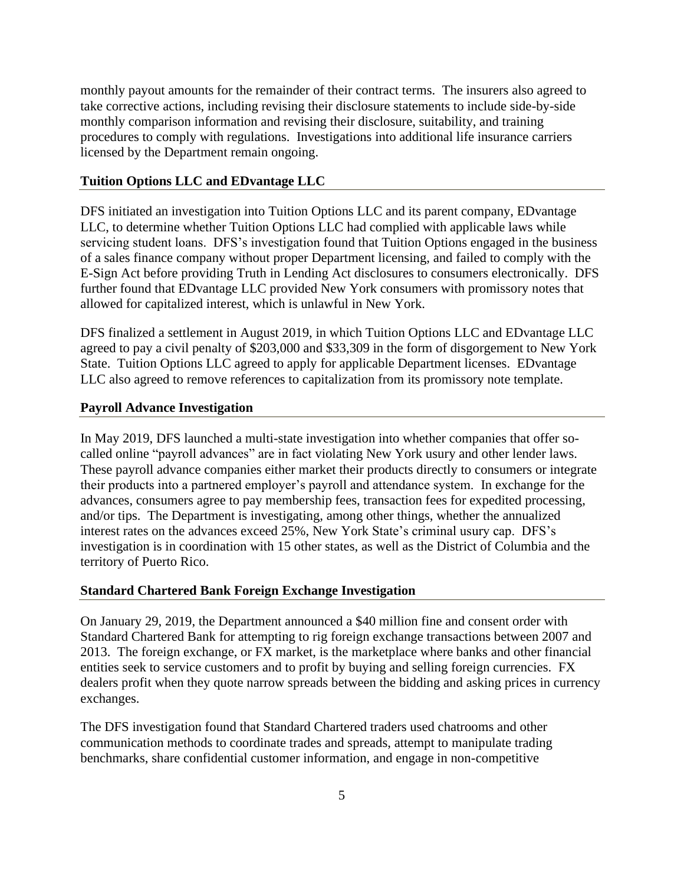monthly payout amounts for the remainder of their contract terms. The insurers also agreed to take corrective actions, including revising their disclosure statements to include side-by-side monthly comparison information and revising their disclosure, suitability, and training procedures to comply with regulations. Investigations into additional life insurance carriers licensed by the Department remain ongoing.

### Tuition Options LLC and EDvantage LLC

DFS initiated an investigation into Tuition Options LLC and its parent company, EDvantage LLC, to determine whether Tuition Options LLC had complied with applicable laws while servicing student loans. DFS's investigation found that Tuition Options engaged in the business of a sales finance company without proper Department licensing, and failed to comply with the E-Sign Act before providing Truth in Lending Act disclosures to consumers electronically. DFS further found that EDvantage LLC provided New York consumers with promissory notes that allowed for capitalized interest, which is unlawful in New York.

DFS finalized a settlement in August 2019, in which Tuition Options LLC and EDvantage LLC agreed to pay a civil penalty of $203,000 and $33,309 in the form of disgorgement to New York State. Tuition Options LLC agreed to apply for applicable Department licenses. EDvantage LLC also agreed to remove references to capitalization from its promissory note template.

### Payroll Advance Investigation

In May 2019, DFS launched a multi-state investigation into whether companies that offer so-called online "payroll advances" are in fact violating New York usury and other lender laws. These payroll advance companies either market their products directly to consumers or integrate their products into a partnered employer's payroll and attendance system. In exchange for the advances, consumers agree to pay membership fees, transaction fees for expedited processing, and/or tips. The Department is investigating, among other things, whether the annualized interest rates on the advances exceed 25%, New York State's criminal usury cap. DFS's investigation is in coordination with 15 other states, as well as the District of Columbia and the territory of Puerto Rico.

### Standard Chartered Bank Foreign Exchange Investigation

On January 29, 2019, the Department announced a $40 million fine and consent order with Standard Chartered Bank for attempting to rig foreign exchange transactions between 2007 and 2013. The foreign exchange, or FX market, is the marketplace where banks and other financial entities seek to service customers and to profit by buying and selling foreign currencies. FX dealers profit when they quote narrow spreads between the bidding and asking prices in currency exchanges.

The DFS investigation found that Standard Chartered traders used chatrooms and other communication methods to coordinate trades and spreads, attempt to manipulate trading benchmarks, share confidential customer information, and engage in non-competitive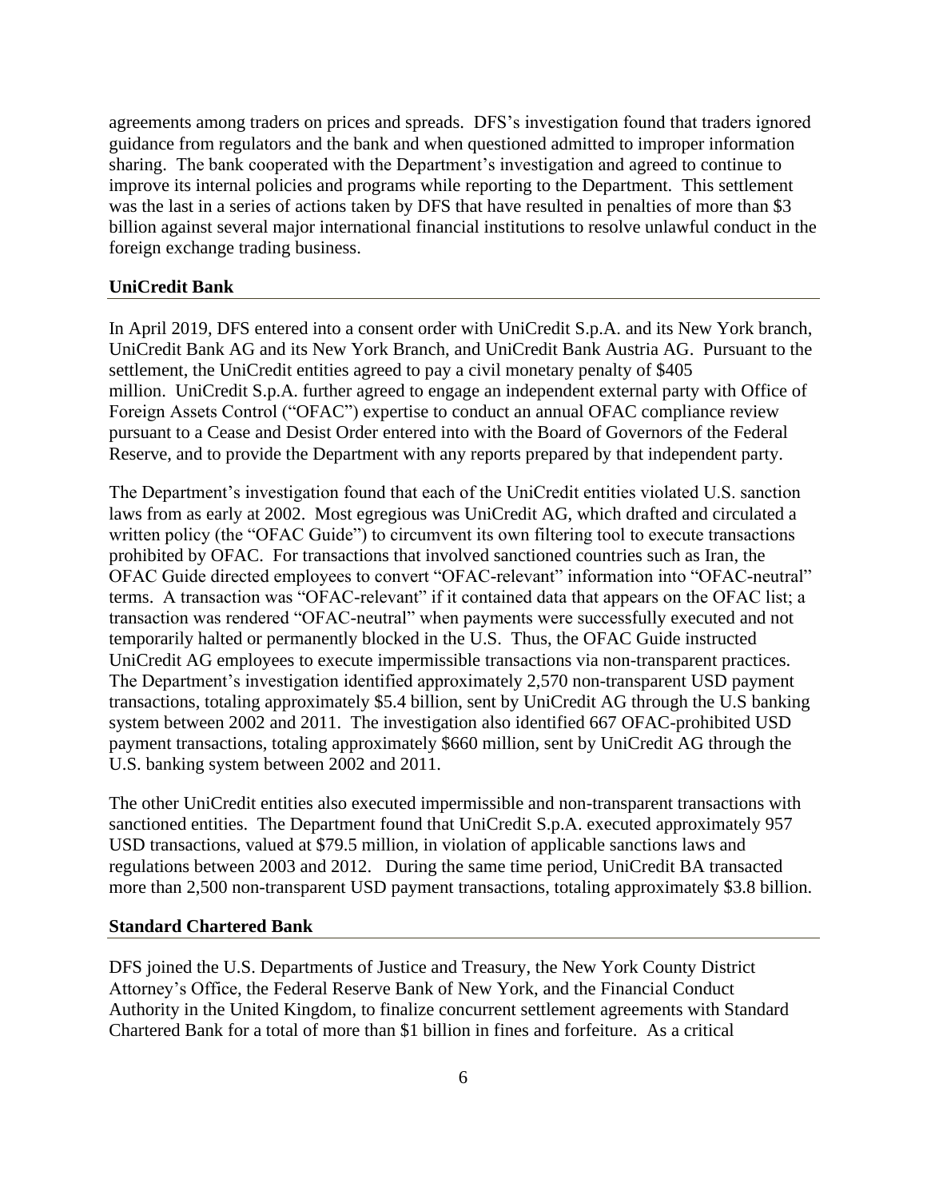agreements among traders on prices and spreads. DFS's investigation found that traders ignored guidance from regulators and the bank and when questioned admitted to improper information sharing. The bank cooperated with the Department's investigation and agreed to continue to improve its internal policies and programs while reporting to the Department. This settlement was the last in a series of actions taken by DFS that have resulted in penalties of more than $3 billion against several major international financial institutions to resolve unlawful conduct in the foreign exchange trading business.

### UniCredit Bank

In April 2019, DFS entered into a consent order with UniCredit S.p.A. and its New York branch, UniCredit Bank AG and its New York Branch, and UniCredit Bank Austria AG. Pursuant to the settlement, the UniCredit entities agreed to pay a civil monetary penalty of $405 million. UniCredit S.p.A. further agreed to engage an independent external party with Office of Foreign Assets Control ("OFAC") expertise to conduct an annual OFAC compliance review pursuant to a Cease and Desist Order entered into with the Board of Governors of the Federal Reserve, and to provide the Department with any reports prepared by that independent party.

The Department's investigation found that each of the UniCredit entities violated U.S. sanction laws from as early at 2002. Most egregious was UniCredit AG, which drafted and circulated a written policy (the "OFAC Guide") to circumvent its own filtering tool to execute transactions prohibited by OFAC. For transactions that involved sanctioned countries such as Iran, the OFAC Guide directed employees to convert "OFAC-relevant" information into "OFAC-neutral" terms. A transaction was "OFAC-relevant" if it contained data that appears on the OFAC list; a transaction was rendered "OFAC-neutral" when payments were successfully executed and not temporarily halted or permanently blocked in the U.S. Thus, the OFAC Guide instructed UniCredit AG employees to execute impermissible transactions via non-transparent practices. The Department's investigation identified approximately 2,570 non-transparent USD payment transactions, totaling approximately $5.4 billion, sent by UniCredit AG through the U.S banking system between 2002 and 2011. The investigation also identified 667 OFAC-prohibited USD payment transactions, totaling approximately $660 million, sent by UniCredit AG through the U.S. banking system between 2002 and 2011.

The other UniCredit entities also executed impermissible and non-transparent transactions with sanctioned entities. The Department found that UniCredit S.p.A. executed approximately 957 USD transactions, valued at $79.5 million, in violation of applicable sanctions laws and regulations between 2003 and 2012. During the same time period, UniCredit BA transacted more than 2,500 non-transparent USD payment transactions, totaling approximately $3.8 billion.

### Standard Chartered Bank

DFS joined the U.S. Departments of Justice and Treasury, the New York County District Attorney's Office, the Federal Reserve Bank of New York, and the Financial Conduct Authority in the United Kingdom, to finalize concurrent settlement agreements with Standard Chartered Bank for a total of more than $1 billion in fines and forfeiture. As a critical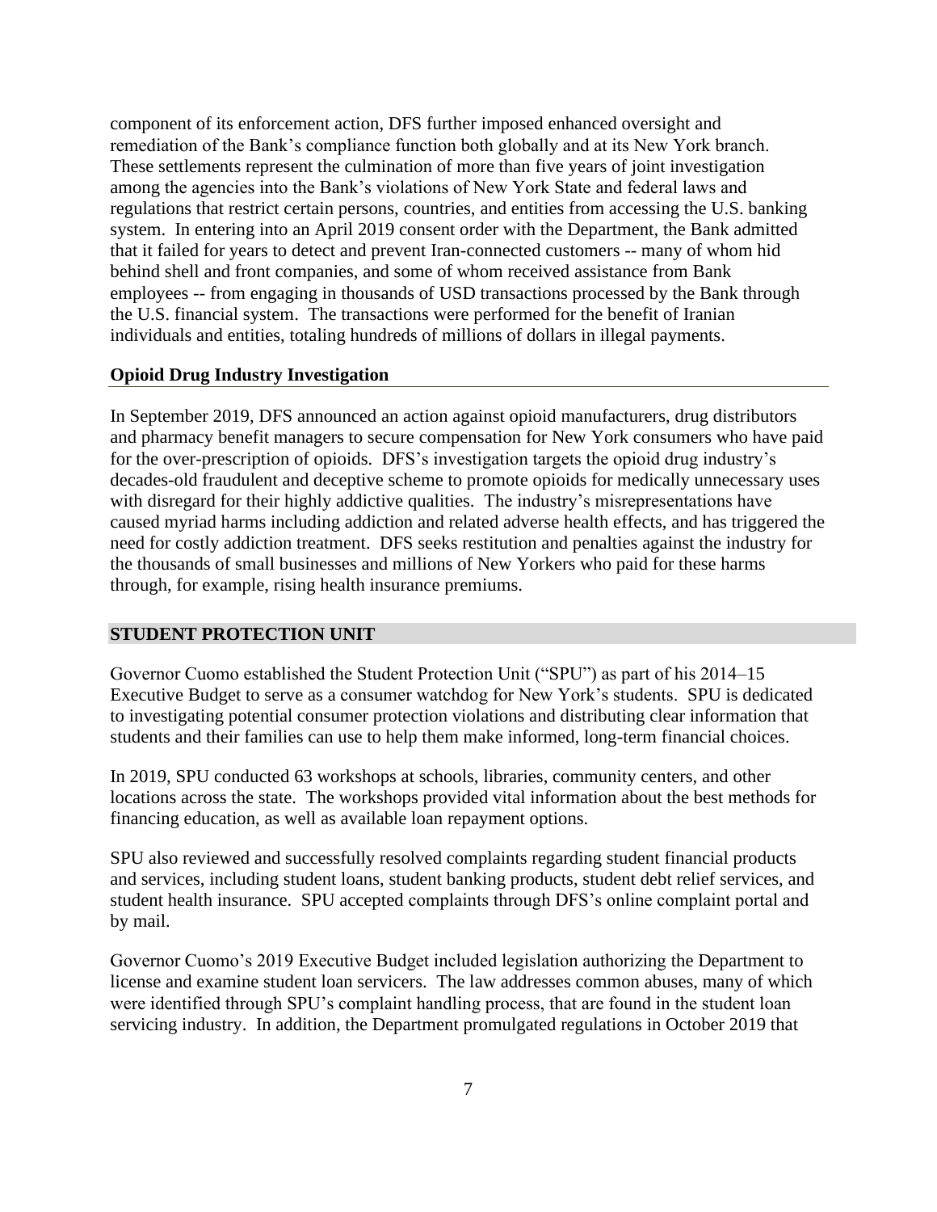component of its enforcement action, DFS further imposed enhanced oversight and remediation of the Bank's compliance function both globally and at its New York branch. These settlements represent the culmination of more than five years of joint investigation among the agencies into the Bank's violations of New York State and federal laws and regulations that restrict certain persons, countries, and entities from accessing the U.S. banking system. In entering into an April 2019 consent order with the Department, the Bank admitted that it failed for years to detect and prevent Iran-connected customers -- many of whom hid behind shell and front companies, and some of whom received assistance from Bank employees -- from engaging in thousands of USD transactions processed by the Bank through the U.S. financial system. The transactions were performed for the benefit of Iranian individuals and entities, totaling hundreds of millions of dollars in illegal payments.

### Opioid Drug Industry Investigation

In September 2019, DFS announced an action against opioid manufacturers, drug distributors and pharmacy benefit managers to secure compensation for New York consumers who have paid for the over-prescription of opioids. DFS's investigation targets the opioid drug industry's decades-old fraudulent and deceptive scheme to promote opioids for medically unnecessary uses with disregard for their highly addictive qualities. The industry's misrepresentations have caused myriad harms including addiction and related adverse health effects, and has triggered the need for costly addiction treatment. DFS seeks restitution and penalties against the industry for the thousands of small businesses and millions of New Yorkers who paid for these harms through, for example, rising health insurance premiums.

## STUDENT PROTECTION UNIT

Governor Cuomo established the Student Protection Unit ("SPU") as part of his 2014–15 Executive Budget to serve as a consumer watchdog for New York's students. SPU is dedicated to investigating potential consumer protection violations and distributing clear information that students and their families can use to help them make informed, long-term financial choices.

In 2019, SPU conducted 63 workshops at schools, libraries, community centers, and other locations across the state. The workshops provided vital information about the best methods for financing education, as well as available loan repayment options.

SPU also reviewed and successfully resolved complaints regarding student financial products and services, including student loans, student banking products, student debt relief services, and student health insurance. SPU accepted complaints through DFS's online complaint portal and by mail.

Governor Cuomo's 2019 Executive Budget included legislation authorizing the Department to license and examine student loan servicers. The law addresses common abuses, many of which were identified through SPU's complaint handling process, that are found in the student loan servicing industry. In addition, the Department promulgated regulations in October 2019 that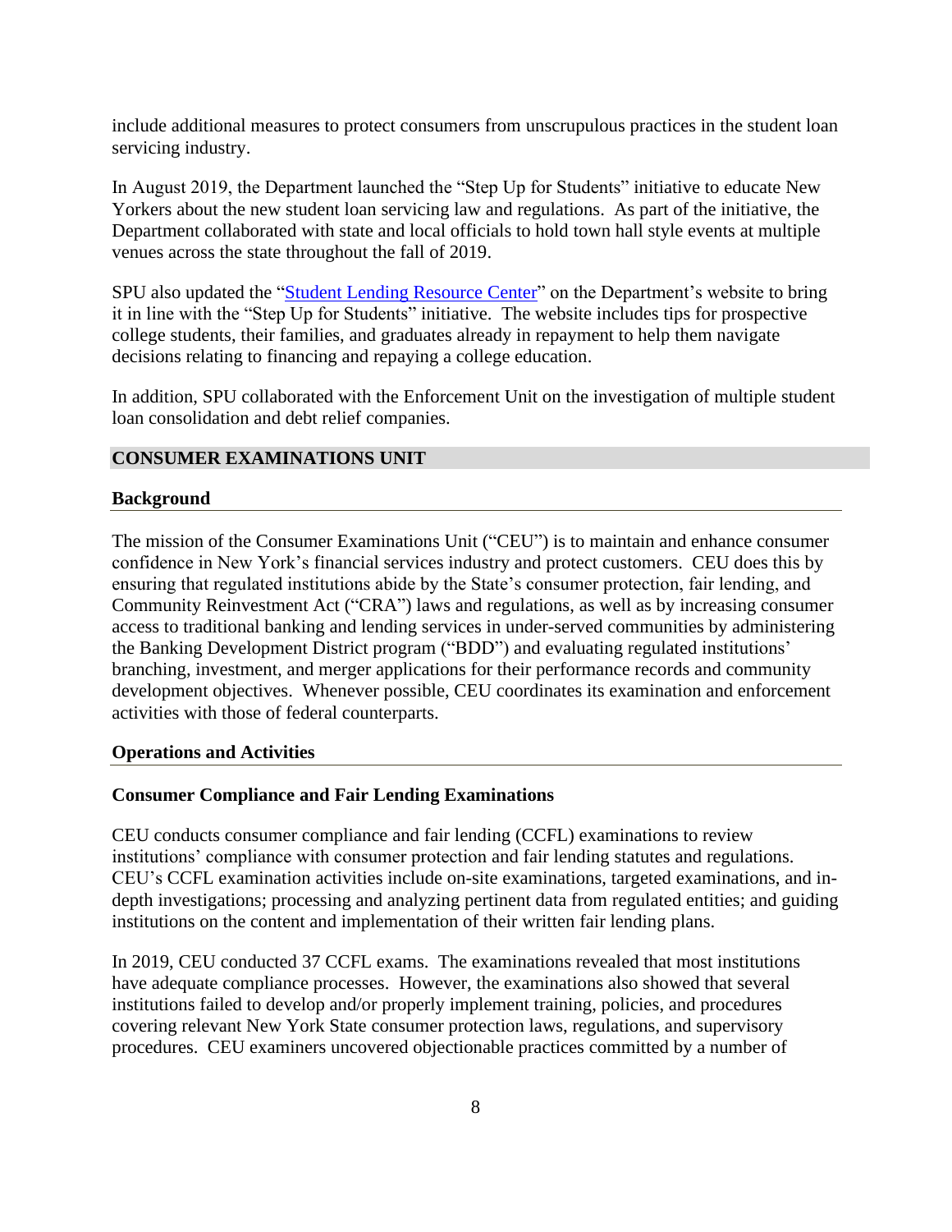include additional measures to protect consumers from unscrupulous practices in the student loan servicing industry.

In August 2019, the Department launched the "Step Up for Students" initiative to educate New Yorkers about the new student loan servicing law and regulations. As part of the initiative, the Department collaborated with state and local officials to hold town hall style events at multiple venues across the state throughout the fall of 2019.

SPU also updated the "Student Lending Resource Center" on the Department's website to bring it in line with the "Step Up for Students" initiative. The website includes tips for prospective college students, their families, and graduates already in repayment to help them navigate decisions relating to financing and repaying a college education.

In addition, SPU collaborated with the Enforcement Unit on the investigation of multiple student loan consolidation and debt relief companies.

## CONSUMER EXAMINATIONS UNIT

### Background

The mission of the Consumer Examinations Unit ("CEU") is to maintain and enhance consumer confidence in New York's financial services industry and protect customers. CEU does this by ensuring that regulated institutions abide by the State's consumer protection, fair lending, and Community Reinvestment Act ("CRA") laws and regulations, as well as by increasing consumer access to traditional banking and lending services in under-served communities by administering the Banking Development District program ("BDD") and evaluating regulated institutions' branching, investment, and merger applications for their performance records and community development objectives. Whenever possible, CEU coordinates its examination and enforcement activities with those of federal counterparts.

### Operations and Activities

#### Consumer Compliance and Fair Lending Examinations

CEU conducts consumer compliance and fair lending (CCFL) examinations to review institutions' compliance with consumer protection and fair lending statutes and regulations. CEU's CCFL examination activities include on-site examinations, targeted examinations, and in-depth investigations; processing and analyzing pertinent data from regulated entities; and guiding institutions on the content and implementation of their written fair lending plans.

In 2019, CEU conducted 37 CCFL exams. The examinations revealed that most institutions have adequate compliance processes. However, the examinations also showed that several institutions failed to develop and/or properly implement training, policies, and procedures covering relevant New York State consumer protection laws, regulations, and supervisory procedures. CEU examiners uncovered objectionable practices committed by a number of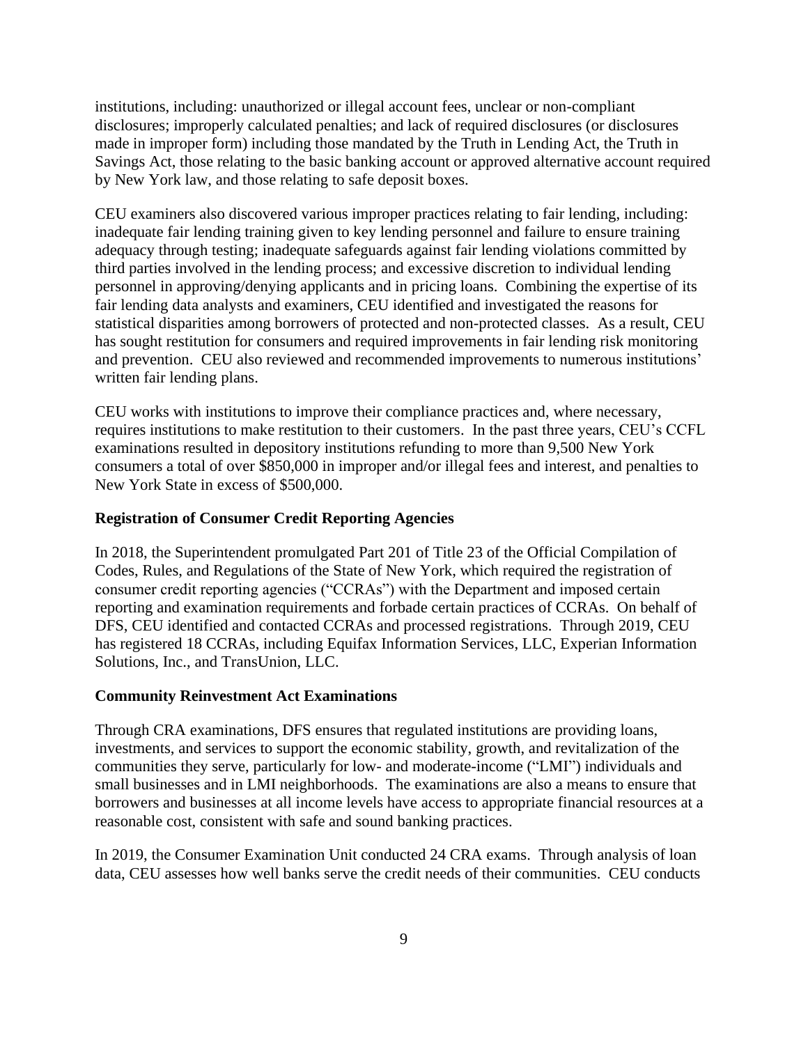institutions, including: unauthorized or illegal account fees, unclear or non-compliant disclosures; improperly calculated penalties; and lack of required disclosures (or disclosures made in improper form) including those mandated by the Truth in Lending Act, the Truth in Savings Act, those relating to the basic banking account or approved alternative account required by New York law, and those relating to safe deposit boxes.

CEU examiners also discovered various improper practices relating to fair lending, including: inadequate fair lending training given to key lending personnel and failure to ensure training adequacy through testing; inadequate safeguards against fair lending violations committed by third parties involved in the lending process; and excessive discretion to individual lending personnel in approving/denying applicants and in pricing loans. Combining the expertise of its fair lending data analysts and examiners, CEU identified and investigated the reasons for statistical disparities among borrowers of protected and non-protected classes. As a result, CEU has sought restitution for consumers and required improvements in fair lending risk monitoring and prevention. CEU also reviewed and recommended improvements to numerous institutions' written fair lending plans.

CEU works with institutions to improve their compliance practices and, where necessary, requires institutions to make restitution to their customers. In the past three years, CEU's CCFL examinations resulted in depository institutions refunding to more than 9,500 New York consumers a total of over $850,000 in improper and/or illegal fees and interest, and penalties to New York State in excess of $500,000.

**Registration of Consumer Credit Reporting Agencies**

In 2018, the Superintendent promulgated Part 201 of Title 23 of the Official Compilation of Codes, Rules, and Regulations of the State of New York, which required the registration of consumer credit reporting agencies ("CCRAs") with the Department and imposed certain reporting and examination requirements and forbade certain practices of CCRAs. On behalf of DFS, CEU identified and contacted CCRAs and processed registrations. Through 2019, CEU has registered 18 CCRAs, including Equifax Information Services, LLC, Experian Information Solutions, Inc., and TransUnion, LLC.

**Community Reinvestment Act Examinations**

Through CRA examinations, DFS ensures that regulated institutions are providing loans, investments, and services to support the economic stability, growth, and revitalization of the communities they serve, particularly for low- and moderate-income ("LMI") individuals and small businesses and in LMI neighborhoods. The examinations are also a means to ensure that borrowers and businesses at all income levels have access to appropriate financial resources at a reasonable cost, consistent with safe and sound banking practices.

In 2019, the Consumer Examination Unit conducted 24 CRA exams. Through analysis of loan data, CEU assesses how well banks serve the credit needs of their communities. CEU conducts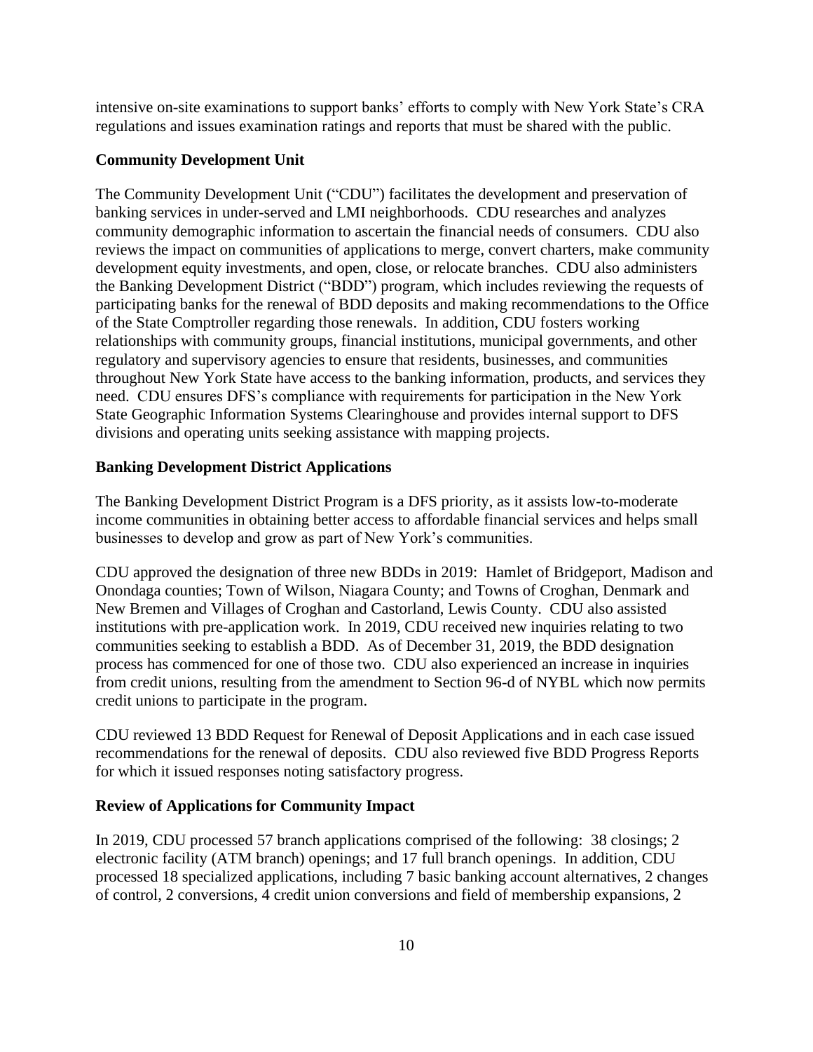intensive on-site examinations to support banks' efforts to comply with New York State's CRA regulations and issues examination ratings and reports that must be shared with the public.

**Community Development Unit**

The Community Development Unit ("CDU") facilitates the development and preservation of banking services in under-served and LMI neighborhoods. CDU researches and analyzes community demographic information to ascertain the financial needs of consumers. CDU also reviews the impact on communities of applications to merge, convert charters, make community development equity investments, and open, close, or relocate branches. CDU also administers the Banking Development District ("BDD") program, which includes reviewing the requests of participating banks for the renewal of BDD deposits and making recommendations to the Office of the State Comptroller regarding those renewals. In addition, CDU fosters working relationships with community groups, financial institutions, municipal governments, and other regulatory and supervisory agencies to ensure that residents, businesses, and communities throughout New York State have access to the banking information, products, and services they need. CDU ensures DFS's compliance with requirements for participation in the New York State Geographic Information Systems Clearinghouse and provides internal support to DFS divisions and operating units seeking assistance with mapping projects.

**Banking Development District Applications**

The Banking Development District Program is a DFS priority, as it assists low-to-moderate income communities in obtaining better access to affordable financial services and helps small businesses to develop and grow as part of New York's communities.

CDU approved the designation of three new BDDs in 2019: Hamlet of Bridgeport, Madison and Onondaga counties; Town of Wilson, Niagara County; and Towns of Croghan, Denmark and New Bremen and Villages of Croghan and Castorland, Lewis County. CDU also assisted institutions with pre-application work. In 2019, CDU received new inquiries relating to two communities seeking to establish a BDD. As of December 31, 2019, the BDD designation process has commenced for one of those two. CDU also experienced an increase in inquiries from credit unions, resulting from the amendment to Section 96-d of NYBL which now permits credit unions to participate in the program.

CDU reviewed 13 BDD Request for Renewal of Deposit Applications and in each case issued recommendations for the renewal of deposits. CDU also reviewed five BDD Progress Reports for which it issued responses noting satisfactory progress.

**Review of Applications for Community Impact**

In 2019, CDU processed 57 branch applications comprised of the following: 38 closings; 2 electronic facility (ATM branch) openings; and 17 full branch openings. In addition, CDU processed 18 specialized applications, including 7 basic banking account alternatives, 2 changes of control, 2 conversions, 4 credit union conversions and field of membership expansions, 2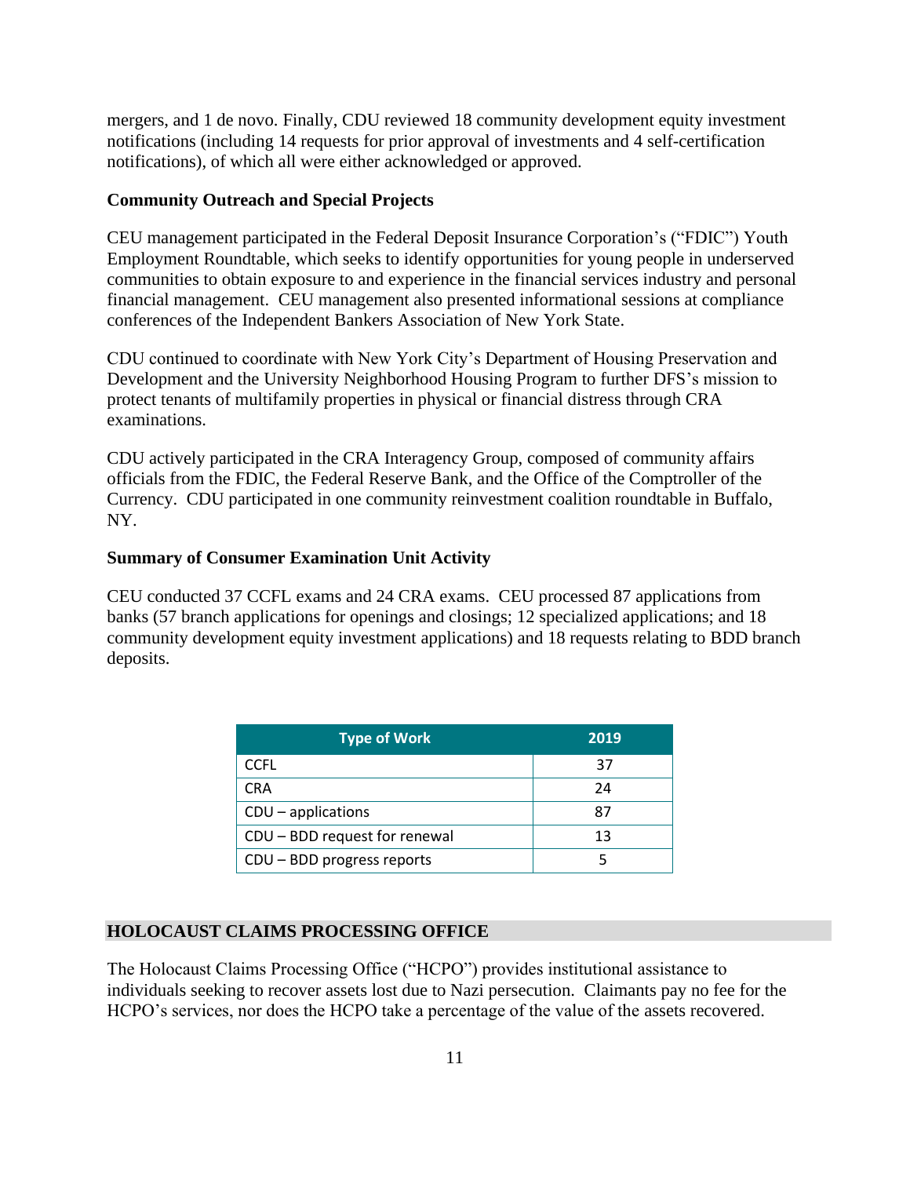mergers, and 1 de novo. Finally, CDU reviewed 18 community development equity investment notifications (including 14 requests for prior approval of investments and 4 self-certification notifications), of which all were either acknowledged or approved.

**Community Outreach and Special Projects**

CEU management participated in the Federal Deposit Insurance Corporation's ("FDIC") Youth Employment Roundtable, which seeks to identify opportunities for young people in underserved communities to obtain exposure to and experience in the financial services industry and personal financial management. CEU management also presented informational sessions at compliance conferences of the Independent Bankers Association of New York State.

CDU continued to coordinate with New York City's Department of Housing Preservation and Development and the University Neighborhood Housing Program to further DFS's mission to protect tenants of multifamily properties in physical or financial distress through CRA examinations.

CDU actively participated in the CRA Interagency Group, composed of community affairs officials from the FDIC, the Federal Reserve Bank, and the Office of the Comptroller of the Currency. CDU participated in one community reinvestment coalition roundtable in Buffalo, NY.

**Summary of Consumer Examination Unit Activity**

CEU conducted 37 CCFL exams and 24 CRA exams. CEU processed 87 applications from banks (57 branch applications for openings and closings; 12 specialized applications; and 18 community development equity investment applications) and 18 requests relating to BDD branch deposits.

| Type of Work | 2019 |
|---|---|
| CCFL | 37 |
| CRA | 24 |
| CDU – applications | 87 |
| CDU – BDD request for renewal | 13 |
| CDU – BDD progress reports | 5 |

## HOLOCAUST CLAIMS PROCESSING OFFICE

The Holocaust Claims Processing Office ("HCPO") provides institutional assistance to individuals seeking to recover assets lost due to Nazi persecution. Claimants pay no fee for the HCPO's services, nor does the HCPO take a percentage of the value of the assets recovered.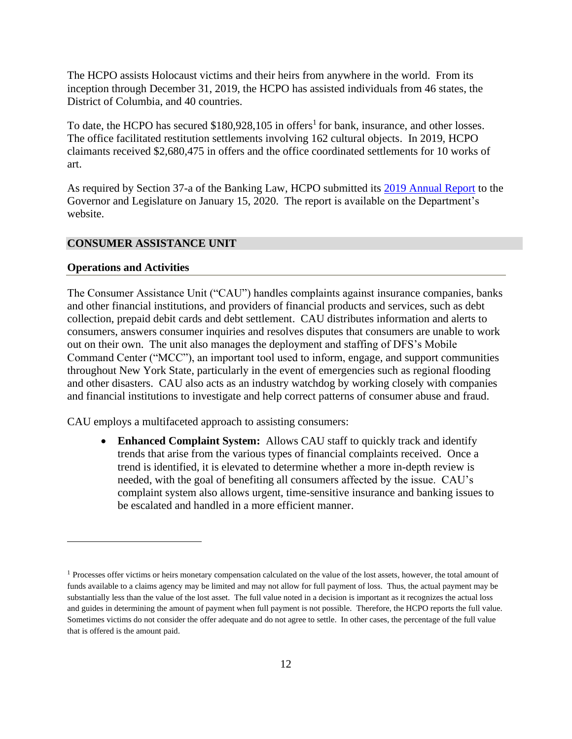The HCPO assists Holocaust victims and their heirs from anywhere in the world. From its inception through December 31, 2019, the HCPO has assisted individuals from 46 states, the District of Columbia, and 40 countries.

To date, the HCPO has secured $180,928,105 in offers[1] for bank, insurance, and other losses. The office facilitated restitution settlements involving 162 cultural objects. In 2019, HCPO claimants received $2,680,475 in offers and the office coordinated settlements for 10 works of art.

As required by Section 37-a of the Banking Law, HCPO submitted its 2019 Annual Report to the Governor and Legislature on January 15, 2020. The report is available on the Department's website.

## CONSUMER ASSISTANCE UNIT

### Operations and Activities

The Consumer Assistance Unit ("CAU") handles complaints against insurance companies, banks and other financial institutions, and providers of financial products and services, such as debt collection, prepaid debit cards and debt settlement. CAU distributes information and alerts to consumers, answers consumer inquiries and resolves disputes that consumers are unable to work out on their own. The unit also manages the deployment and staffing of DFS's Mobile Command Center ("MCC"), an important tool used to inform, engage, and support communities throughout New York State, particularly in the event of emergencies such as regional flooding and other disasters. CAU also acts as an industry watchdog by working closely with companies and financial institutions to investigate and help correct patterns of consumer abuse and fraud.

CAU employs a multifaceted approach to assisting consumers:

- **Enhanced Complaint System:** Allows CAU staff to quickly track and identify trends that arise from the various types of financial complaints received. Once a trend is identified, it is elevated to determine whether a more in-depth review is needed, with the goal of benefiting all consumers affected by the issue. CAU's complaint system also allows urgent, time-sensitive insurance and banking issues to be escalated and handled in a more efficient manner.

---

[1] Processes offer victims or heirs monetary compensation calculated on the value of the lost assets, however, the total amount of funds available to a claims agency may be limited and may not allow for full payment of loss. Thus, the actual payment may be substantially less than the value of the lost asset. The full value noted in a decision is important as it recognizes the actual loss and guides in determining the amount of payment when full payment is not possible. Therefore, the HCPO reports the full value. Sometimes victims do not consider the offer adequate and do not agree to settle. In other cases, the percentage of the full value that is offered is the amount paid.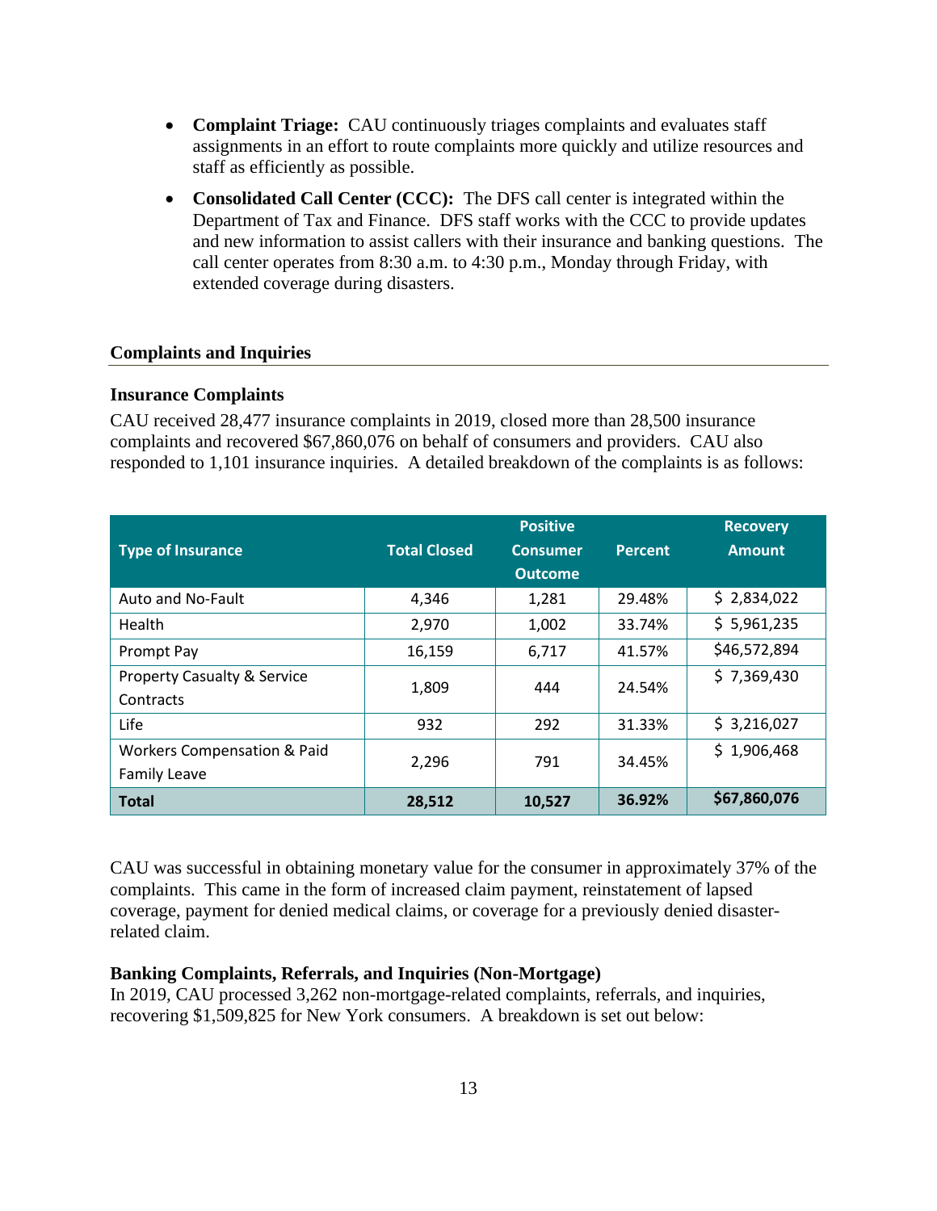- **Complaint Triage:** CAU continuously triages complaints and evaluates staff assignments in an effort to route complaints more quickly and utilize resources and staff as efficiently as possible.
- **Consolidated Call Center (CCC):** The DFS call center is integrated within the Department of Tax and Finance. DFS staff works with the CCC to provide updates and new information to assist callers with their insurance and banking questions. The call center operates from 8:30 a.m. to 4:30 p.m., Monday through Friday, with extended coverage during disasters.

## Complaints and Inquiries

### Insurance Complaints

CAU received 28,477 insurance complaints in 2019, closed more than 28,500 insurance complaints and recovered $67,860,076 on behalf of consumers and providers. CAU also responded to 1,101 insurance inquiries. A detailed breakdown of the complaints is as follows:

| Type of Insurance | Total Closed | Positive Consumer Outcome | Percent | Recovery Amount |
|---|---|---|---|---|
| Auto and No-Fault | 4,346 | 1,281 | 29.48% | $ 2,834,022 |
| Health | 2,970 | 1,002 | 33.74% | $ 5,961,235 |
| Prompt Pay | 16,159 | 6,717 | 41.57% | $46,572,894 |
| Property Casualty & Service Contracts | 1,809 | 444 | 24.54% | $ 7,369,430 |
| Life | 932 | 292 | 31.33% | $ 3,216,027 |
| Workers Compensation & Paid Family Leave | 2,296 | 791 | 34.45% | $ 1,906,468 |
| **Total** | **28,512** | **10,527** | **36.92%** | **$67,860,076** |

CAU was successful in obtaining monetary value for the consumer in approximately 37% of the complaints. This came in the form of increased claim payment, reinstatement of lapsed coverage, payment for denied medical claims, or coverage for a previously denied disaster-related claim.

### Banking Complaints, Referrals, and Inquiries (Non-Mortgage)

In 2019, CAU processed 3,262 non-mortgage-related complaints, referrals, and inquiries, recovering $1,509,825 for New York consumers. A breakdown is set out below: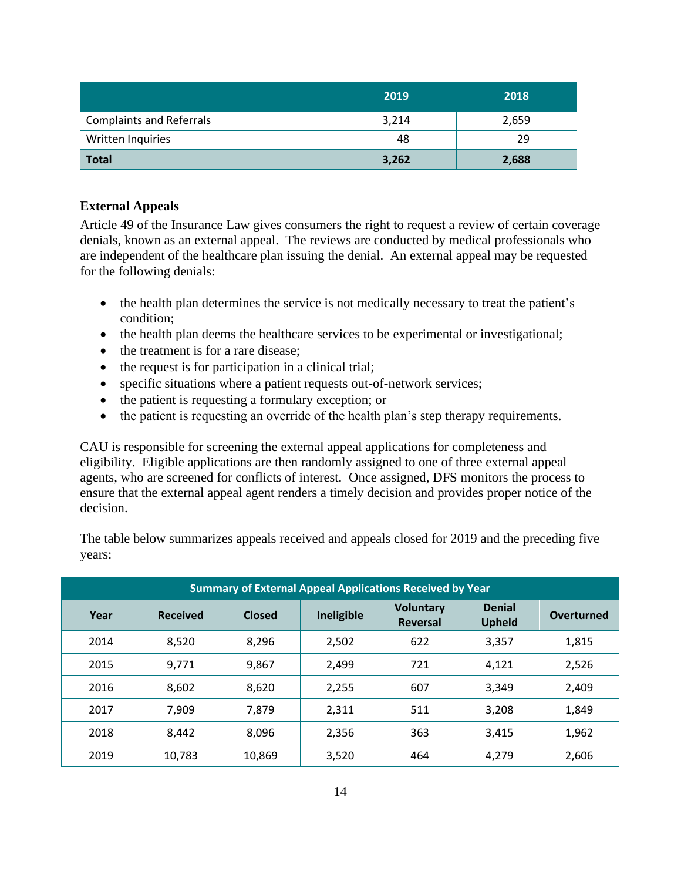| | 2019 | 2018 |
|---|---|---|
| Complaints and Referrals | 3,214 | 2,659 |
| Written Inquiries | 48 | 29 |
| **Total** | **3,262** | **2,688** |

## External Appeals

Article 49 of the Insurance Law gives consumers the right to request a review of certain coverage denials, known as an external appeal. The reviews are conducted by medical professionals who are independent of the healthcare plan issuing the denial. An external appeal may be requested for the following denials:

- the health plan determines the service is not medically necessary to treat the patient's condition;
- the health plan deems the healthcare services to be experimental or investigational;
- the treatment is for a rare disease;
- the request is for participation in a clinical trial;
- specific situations where a patient requests out-of-network services;
- the patient is requesting a formulary exception; or
- the patient is requesting an override of the health plan's step therapy requirements.

CAU is responsible for screening the external appeal applications for completeness and eligibility. Eligible applications are then randomly assigned to one of three external appeal agents, who are screened for conflicts of interest. Once assigned, DFS monitors the process to ensure that the external appeal agent renders a timely decision and provides proper notice of the decision.

The table below summarizes appeals received and appeals closed for 2019 and the preceding five years:

| Summary of External Appeal Applications Received by Year | | | | | | |
|---|---|---|---|---|---|---|
| Year | Received | Closed | Ineligible | Voluntary Reversal | Denial Upheld | Overturned |
| 2014 | 8,520 | 8,296 | 2,502 | 622 | 3,357 | 1,815 |
| 2015 | 9,771 | 9,867 | 2,499 | 721 | 4,121 | 2,526 |
| 2016 | 8,602 | 8,620 | 2,255 | 607 | 3,349 | 2,409 |
| 2017 | 7,909 | 7,879 | 2,311 | 511 | 3,208 | 1,849 |
| 2018 | 8,442 | 8,096 | 2,356 | 363 | 3,415 | 1,962 |
| 2019 | 10,783 | 10,869 | 3,520 | 464 | 4,279 | 2,606 |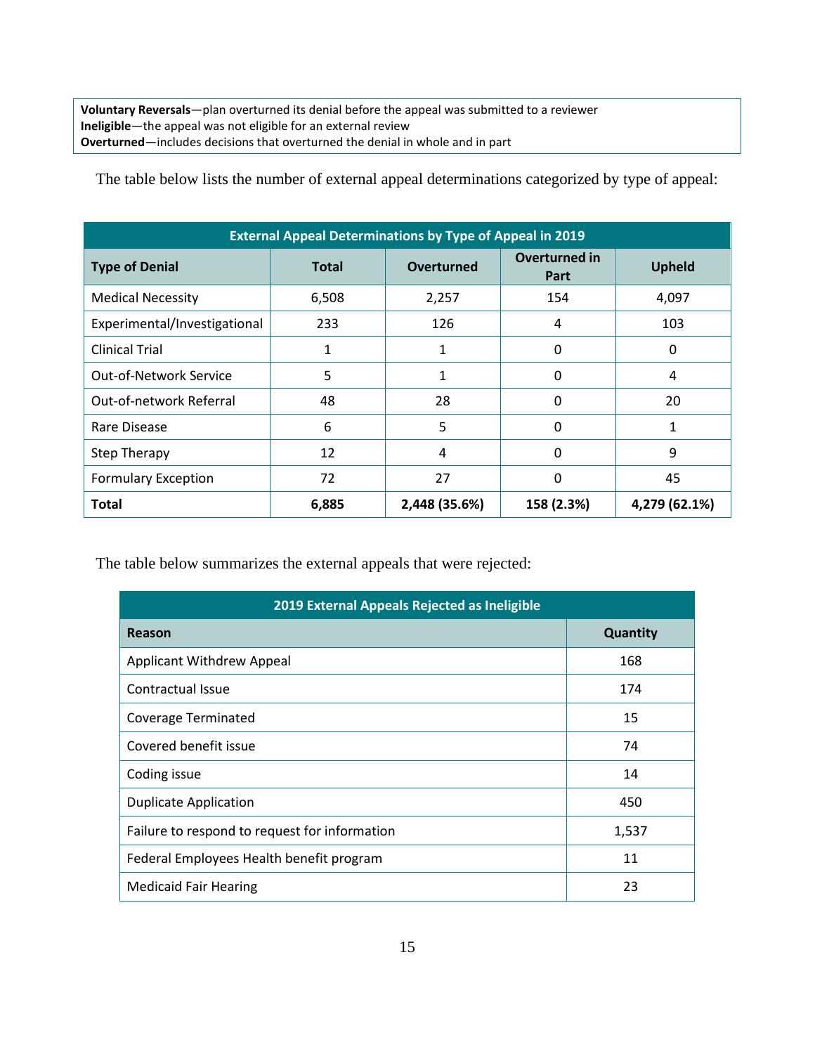**Voluntary Reversals**—plan overturned its denial before the appeal was submitted to a reviewer
**Ineligible**—the appeal was not eligible for an external review
**Overturned**—includes decisions that overturned the denial in whole and in part

The table below lists the number of external appeal determinations categorized by type of appeal:

| External Appeal Determinations by Type of Appeal in 2019 | | | | |
|---|---|---|---|---|
| **Type of Denial** | **Total** | **Overturned** | **Overturned in Part** | **Upheld** |
| Medical Necessity | 6,508 | 2,257 | 154 | 4,097 |
| Experimental/Investigational | 233 | 126 | 4 | 103 |
| Clinical Trial | 1 | 1 | 0 | 0 |
| Out-of-Network Service | 5 | 1 | 0 | 4 |
| Out-of-network Referral | 48 | 28 | 0 | 20 |
| Rare Disease | 6 | 5 | 0 | 1 |
| Step Therapy | 12 | 4 | 0 | 9 |
| Formulary Exception | 72 | 27 | 0 | 45 |
| **Total** | **6,885** | **2,448 (35.6%)** | **158 (2.3%)** | **4,279 (62.1%)** |

The table below summarizes the external appeals that were rejected:

| 2019 External Appeals Rejected as Ineligible | |
|---|---|
| **Reason** | **Quantity** |
| Applicant Withdrew Appeal | 168 |
| Contractual Issue | 174 |
| Coverage Terminated | 15 |
| Covered benefit issue | 74 |
| Coding issue | 14 |
| Duplicate Application | 450 |
| Failure to respond to request for information | 1,537 |
| Federal Employees Health benefit program | 11 |
| Medicaid Fair Hearing | 23 |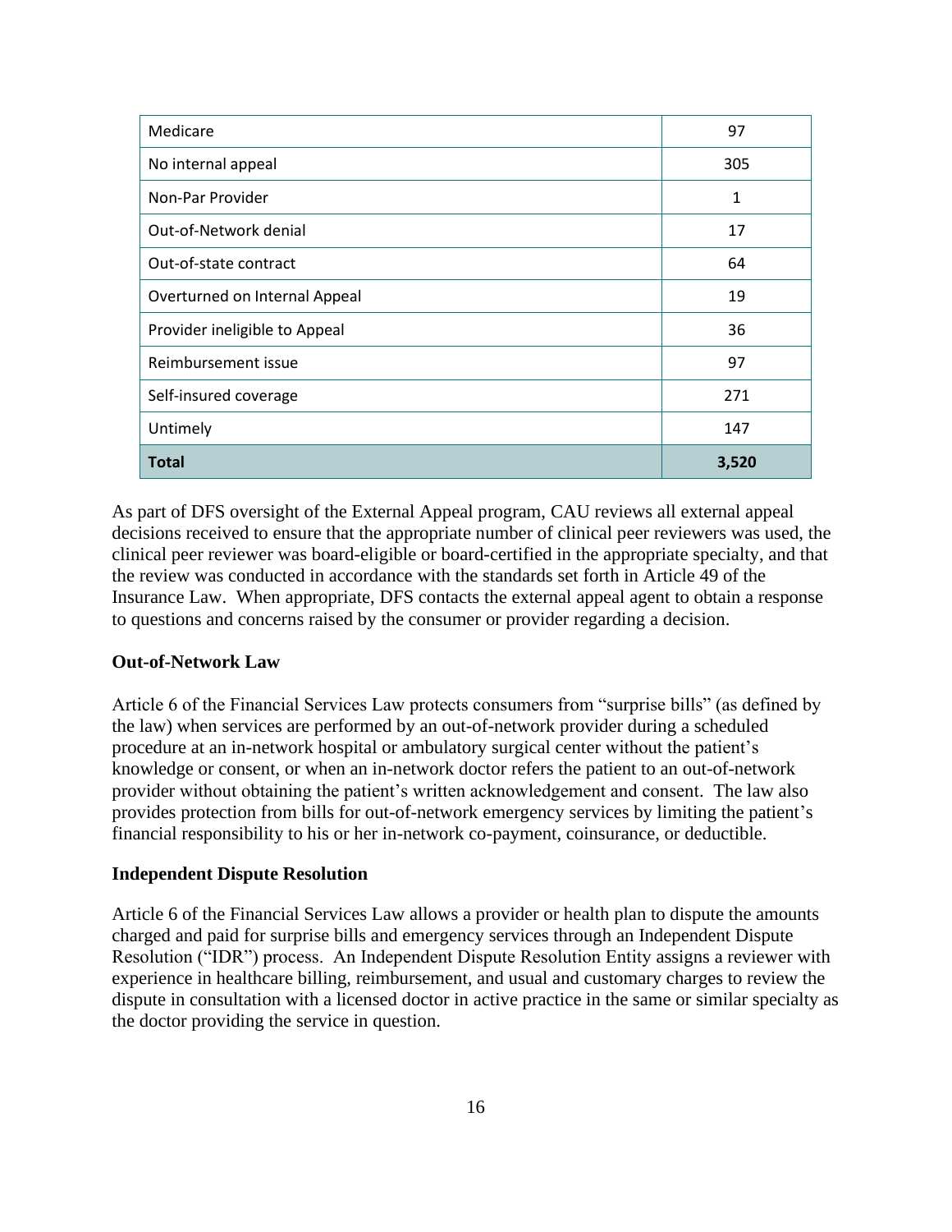| | |
|---|---|
| Medicare | 97 |
| No internal appeal | 305 |
| Non-Par Provider | 1 |
| Out-of-Network denial | 17 |
| Out-of-state contract | 64 |
| Overturned on Internal Appeal | 19 |
| Provider ineligible to Appeal | 36 |
| Reimbursement issue | 97 |
| Self-insured coverage | 271 |
| Untimely | 147 |
| **Total** | **3,520** |

As part of DFS oversight of the External Appeal program, CAU reviews all external appeal decisions received to ensure that the appropriate number of clinical peer reviewers was used, the clinical peer reviewer was board-eligible or board-certified in the appropriate specialty, and that the review was conducted in accordance with the standards set forth in Article 49 of the Insurance Law. When appropriate, DFS contacts the external appeal agent to obtain a response to questions and concerns raised by the consumer or provider regarding a decision.

**Out-of-Network Law**

Article 6 of the Financial Services Law protects consumers from "surprise bills" (as defined by the law) when services are performed by an out-of-network provider during a scheduled procedure at an in-network hospital or ambulatory surgical center without the patient's knowledge or consent, or when an in-network doctor refers the patient to an out-of-network provider without obtaining the patient's written acknowledgement and consent. The law also provides protection from bills for out-of-network emergency services by limiting the patient's financial responsibility to his or her in-network co-payment, coinsurance, or deductible.

**Independent Dispute Resolution**

Article 6 of the Financial Services Law allows a provider or health plan to dispute the amounts charged and paid for surprise bills and emergency services through an Independent Dispute Resolution ("IDR") process. An Independent Dispute Resolution Entity assigns a reviewer with experience in healthcare billing, reimbursement, and usual and customary charges to review the dispute in consultation with a licensed doctor in active practice in the same or similar specialty as the doctor providing the service in question.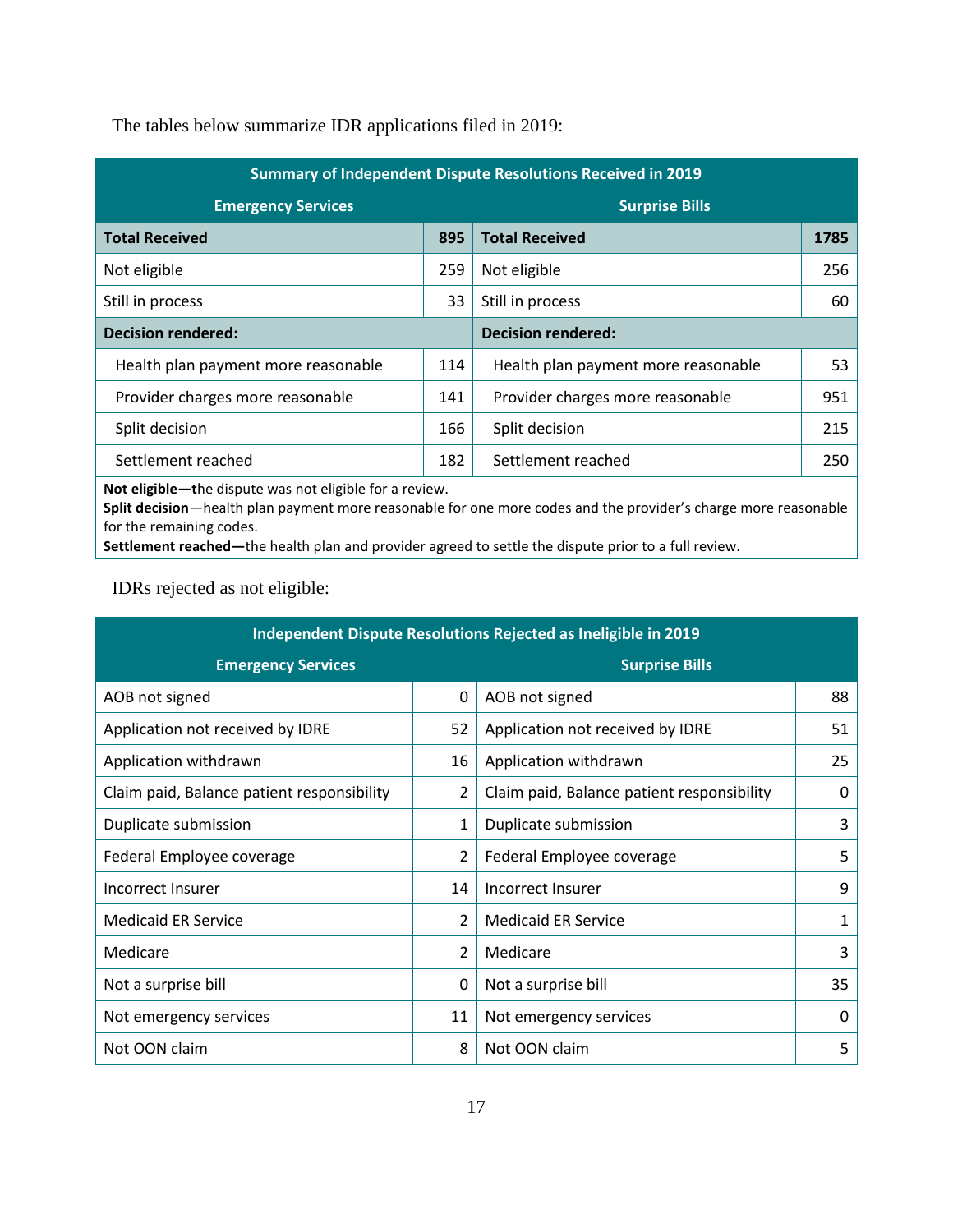The tables below summarize IDR applications filed in 2019:

| Summary of Independent Dispute Resolutions Received in 2019 | | | |
|---|---|---|---|
| **Emergency Services** | | **Surprise Bills** | |
| **Total Received** | **895** | **Total Received** | **1785** |
| Not eligible | 259 | Not eligible | 256 |
| Still in process | 33 | Still in process | 60 |
| **Decision rendered:** | | **Decision rendered:** | |
| Health plan payment more reasonable | 114 | Health plan payment more reasonable | 53 |
| Provider charges more reasonable | 141 | Provider charges more reasonable | 951 |
| Split decision | 166 | Split decision | 215 |
| Settlement reached | 182 | Settlement reached | 250 |

**Not eligible—t**he dispute was not eligible for a review.
**Split decision**—health plan payment more reasonable for one more codes and the provider's charge more reasonable for the remaining codes.
**Settlement reached—**the health plan and provider agreed to settle the dispute prior to a full review.

IDRs rejected as not eligible:

| Independent Dispute Resolutions Rejected as Ineligible in 2019 | | | |
|---|---|---|---|
| **Emergency Services** | | **Surprise Bills** | |
| AOB not signed | 0 | AOB not signed | 88 |
| Application not received by IDRE | 52 | Application not received by IDRE | 51 |
| Application withdrawn | 16 | Application withdrawn | 25 |
| Claim paid, Balance patient responsibility | 2 | Claim paid, Balance patient responsibility | 0 |
| Duplicate submission | 1 | Duplicate submission | 3 |
| Federal Employee coverage | 2 | Federal Employee coverage | 5 |
| Incorrect Insurer | 14 | Incorrect Insurer | 9 |
| Medicaid ER Service | 2 | Medicaid ER Service | 1 |
| Medicare | 2 | Medicare | 3 |
| Not a surprise bill | 0 | Not a surprise bill | 35 |
| Not emergency services | 11 | Not emergency services | 0 |
| Not OON claim | 8 | Not OON claim | 5 |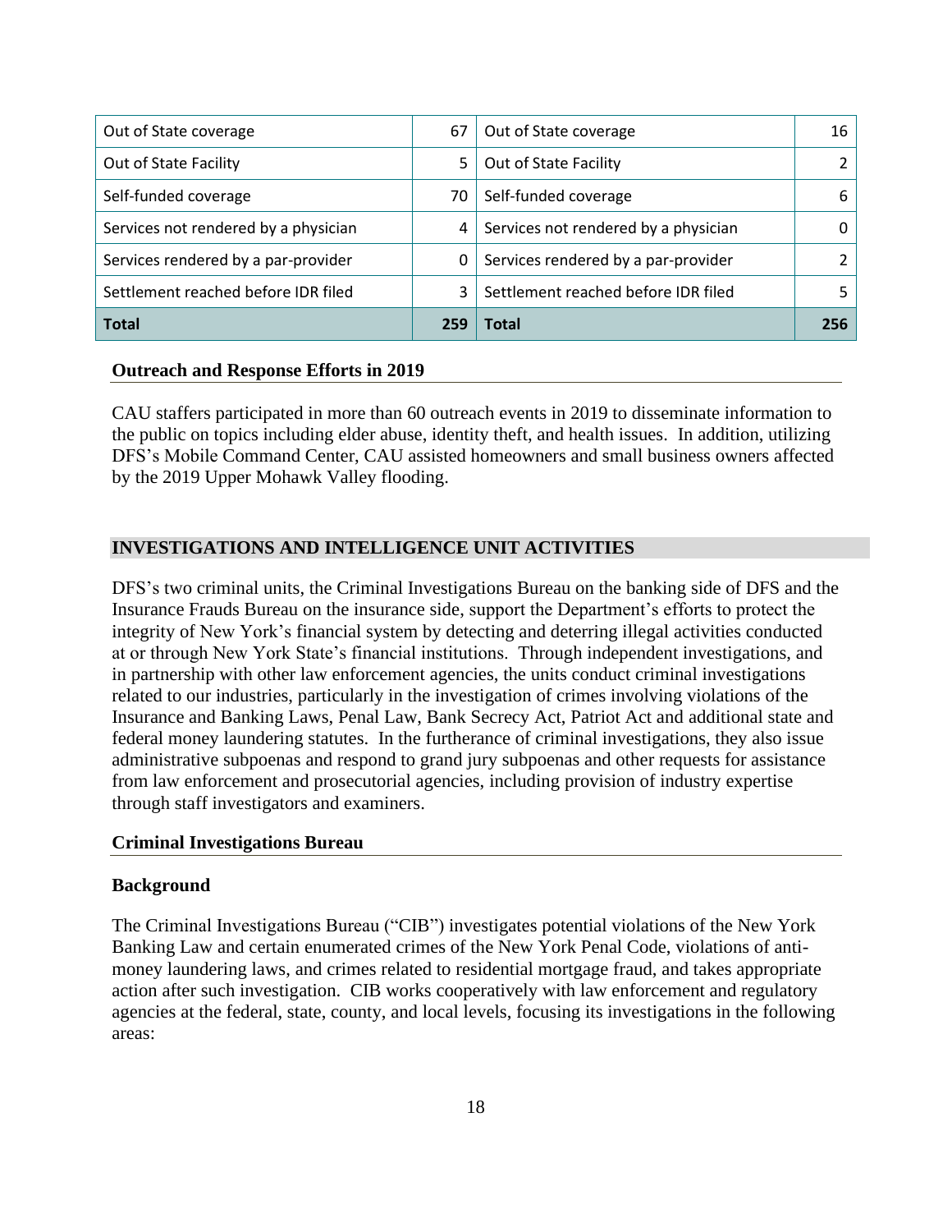| Out of State coverage | 67 | Out of State coverage | 16 |
|---|---|---|---|
| Out of State Facility | 5 | Out of State Facility | 2 |
| Self-funded coverage | 70 | Self-funded coverage | 6 |
| Services not rendered by a physician | 4 | Services not rendered by a physician | 0 |
| Services rendered by a par-provider | 0 | Services rendered by a par-provider | 2 |
| Settlement reached before IDR filed | 3 | Settlement reached before IDR filed | 5 |
| **Total** | **259** | **Total** | **256** |

### Outreach and Response Efforts in 2019

CAU staffers participated in more than 60 outreach events in 2019 to disseminate information to the public on topics including elder abuse, identity theft, and health issues. In addition, utilizing DFS's Mobile Command Center, CAU assisted homeowners and small business owners affected by the 2019 Upper Mohawk Valley flooding.

## INVESTIGATIONS AND INTELLIGENCE UNIT ACTIVITIES

DFS's two criminal units, the Criminal Investigations Bureau on the banking side of DFS and the Insurance Frauds Bureau on the insurance side, support the Department's efforts to protect the integrity of New York's financial system by detecting and deterring illegal activities conducted at or through New York State's financial institutions. Through independent investigations, and in partnership with other law enforcement agencies, the units conduct criminal investigations related to our industries, particularly in the investigation of crimes involving violations of the Insurance and Banking Laws, Penal Law, Bank Secrecy Act, Patriot Act and additional state and federal money laundering statutes. In the furtherance of criminal investigations, they also issue administrative subpoenas and respond to grand jury subpoenas and other requests for assistance from law enforcement and prosecutorial agencies, including provision of industry expertise through staff investigators and examiners.

### Criminal Investigations Bureau

#### Background

The Criminal Investigations Bureau ("CIB") investigates potential violations of the New York Banking Law and certain enumerated crimes of the New York Penal Code, violations of anti-money laundering laws, and crimes related to residential mortgage fraud, and takes appropriate action after such investigation. CIB works cooperatively with law enforcement and regulatory agencies at the federal, state, county, and local levels, focusing its investigations in the following areas: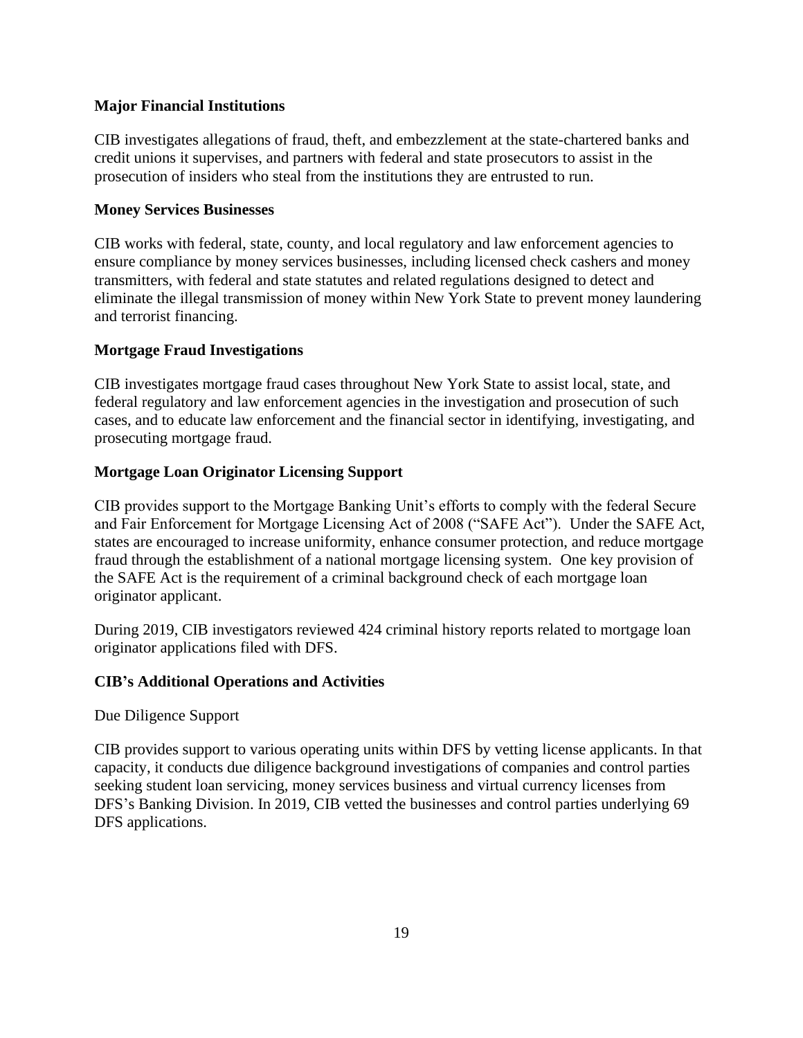**Major Financial Institutions**

CIB investigates allegations of fraud, theft, and embezzlement at the state-chartered banks and credit unions it supervises, and partners with federal and state prosecutors to assist in the prosecution of insiders who steal from the institutions they are entrusted to run.

**Money Services Businesses**

CIB works with federal, state, county, and local regulatory and law enforcement agencies to ensure compliance by money services businesses, including licensed check cashers and money transmitters, with federal and state statutes and related regulations designed to detect and eliminate the illegal transmission of money within New York State to prevent money laundering and terrorist financing.

**Mortgage Fraud Investigations**

CIB investigates mortgage fraud cases throughout New York State to assist local, state, and federal regulatory and law enforcement agencies in the investigation and prosecution of such cases, and to educate law enforcement and the financial sector in identifying, investigating, and prosecuting mortgage fraud.

**Mortgage Loan Originator Licensing Support**

CIB provides support to the Mortgage Banking Unit's efforts to comply with the federal Secure and Fair Enforcement for Mortgage Licensing Act of 2008 ("SAFE Act"). Under the SAFE Act, states are encouraged to increase uniformity, enhance consumer protection, and reduce mortgage fraud through the establishment of a national mortgage licensing system. One key provision of the SAFE Act is the requirement of a criminal background check of each mortgage loan originator applicant.

During 2019, CIB investigators reviewed 424 criminal history reports related to mortgage loan originator applications filed with DFS.

**CIB's Additional Operations and Activities**

Due Diligence Support

CIB provides support to various operating units within DFS by vetting license applicants. In that capacity, it conducts due diligence background investigations of companies and control parties seeking student loan servicing, money services business and virtual currency licenses from DFS's Banking Division. In 2019, CIB vetted the businesses and control parties underlying 69 DFS applications.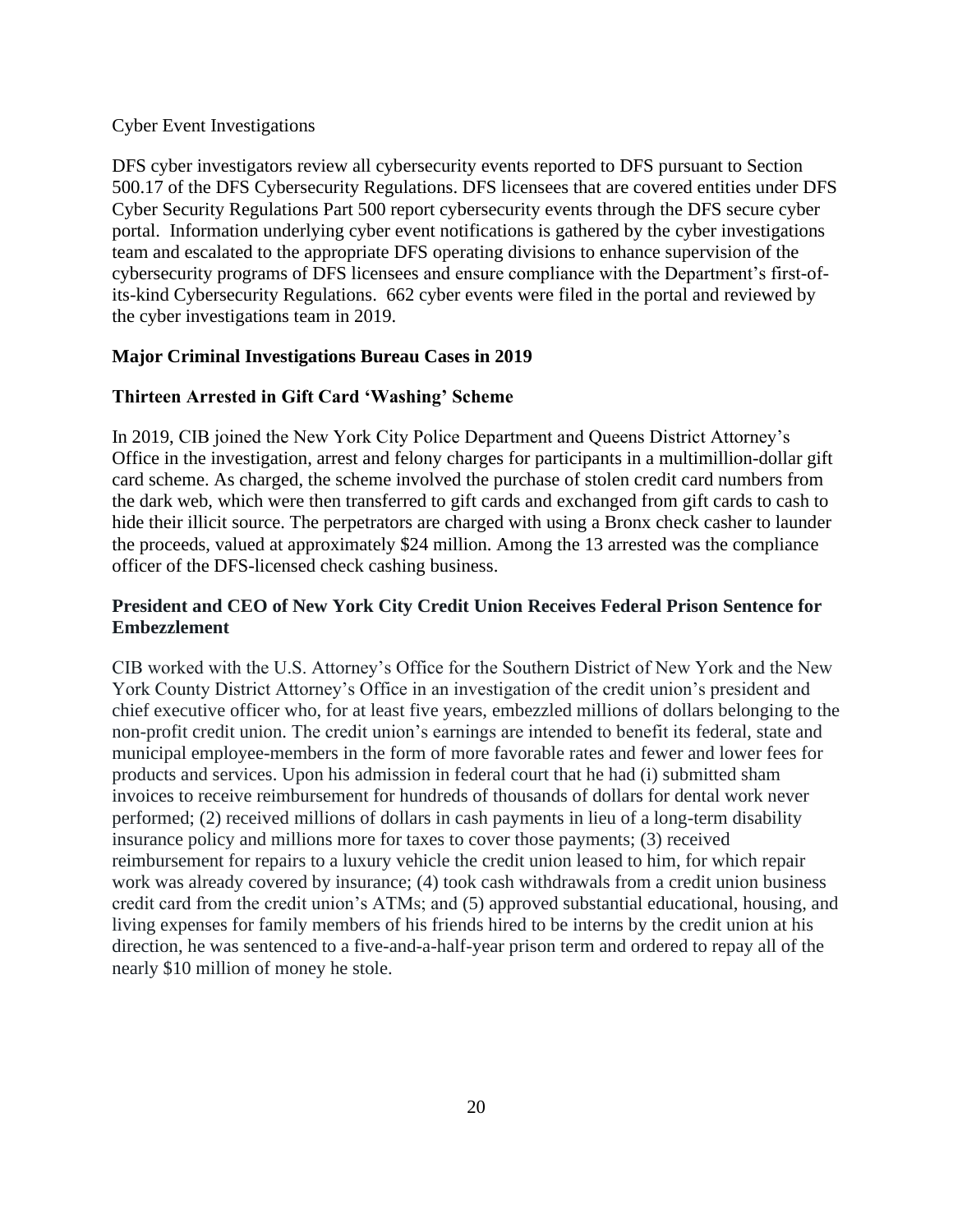Cyber Event Investigations

DFS cyber investigators review all cybersecurity events reported to DFS pursuant to Section 500.17 of the DFS Cybersecurity Regulations. DFS licensees that are covered entities under DFS Cyber Security Regulations Part 500 report cybersecurity events through the DFS secure cyber portal. Information underlying cyber event notifications is gathered by the cyber investigations team and escalated to the appropriate DFS operating divisions to enhance supervision of the cybersecurity programs of DFS licensees and ensure compliance with the Department's first-of-its-kind Cybersecurity Regulations. 662 cyber events were filed in the portal and reviewed by the cyber investigations team in 2019.

## Major Criminal Investigations Bureau Cases in 2019

### Thirteen Arrested in Gift Card 'Washing' Scheme

In 2019, CIB joined the New York City Police Department and Queens District Attorney's Office in the investigation, arrest and felony charges for participants in a multimillion-dollar gift card scheme. As charged, the scheme involved the purchase of stolen credit card numbers from the dark web, which were then transferred to gift cards and exchanged from gift cards to cash to hide their illicit source. The perpetrators are charged with using a Bronx check casher to launder the proceeds, valued at approximately $24 million. Among the 13 arrested was the compliance officer of the DFS-licensed check cashing business.

### President and CEO of New York City Credit Union Receives Federal Prison Sentence for Embezzlement

CIB worked with the U.S. Attorney's Office for the Southern District of New York and the New York County District Attorney's Office in an investigation of the credit union's president and chief executive officer who, for at least five years, embezzled millions of dollars belonging to the non-profit credit union. The credit union's earnings are intended to benefit its federal, state and municipal employee-members in the form of more favorable rates and fewer and lower fees for products and services. Upon his admission in federal court that he had (i) submitted sham invoices to receive reimbursement for hundreds of thousands of dollars for dental work never performed; (2) received millions of dollars in cash payments in lieu of a long-term disability insurance policy and millions more for taxes to cover those payments; (3) received reimbursement for repairs to a luxury vehicle the credit union leased to him, for which repair work was already covered by insurance; (4) took cash withdrawals from a credit union business credit card from the credit union's ATMs; and (5) approved substantial educational, housing, and living expenses for family members of his friends hired to be interns by the credit union at his direction, he was sentenced to a five-and-a-half-year prison term and ordered to repay all of the nearly $10 million of money he stole.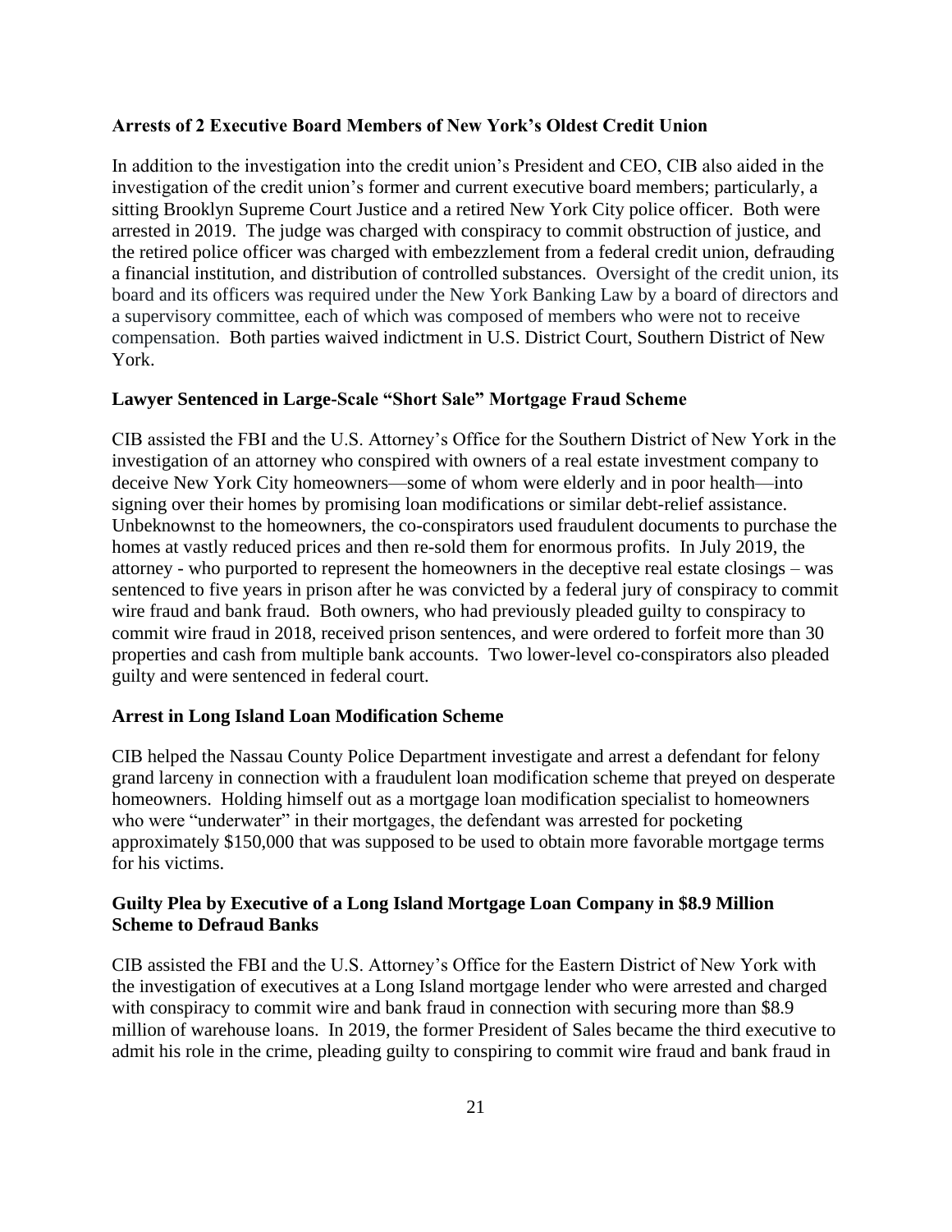### Arrests of 2 Executive Board Members of New York's Oldest Credit Union

In addition to the investigation into the credit union's President and CEO, CIB also aided in the investigation of the credit union's former and current executive board members; particularly, a sitting Brooklyn Supreme Court Justice and a retired New York City police officer. Both were arrested in 2019. The judge was charged with conspiracy to commit obstruction of justice, and the retired police officer was charged with embezzlement from a federal credit union, defrauding a financial institution, and distribution of controlled substances. Oversight of the credit union, its board and its officers was required under the New York Banking Law by a board of directors and a supervisory committee, each of which was composed of members who were not to receive compensation. Both parties waived indictment in U.S. District Court, Southern District of New York.

### Lawyer Sentenced in Large-Scale "Short Sale" Mortgage Fraud Scheme

CIB assisted the FBI and the U.S. Attorney's Office for the Southern District of New York in the investigation of an attorney who conspired with owners of a real estate investment company to deceive New York City homeowners—some of whom were elderly and in poor health—into signing over their homes by promising loan modifications or similar debt-relief assistance. Unbeknownst to the homeowners, the co-conspirators used fraudulent documents to purchase the homes at vastly reduced prices and then re-sold them for enormous profits. In July 2019, the attorney - who purported to represent the homeowners in the deceptive real estate closings – was sentenced to five years in prison after he was convicted by a federal jury of conspiracy to commit wire fraud and bank fraud. Both owners, who had previously pleaded guilty to conspiracy to commit wire fraud in 2018, received prison sentences, and were ordered to forfeit more than 30 properties and cash from multiple bank accounts. Two lower-level co-conspirators also pleaded guilty and were sentenced in federal court.

### Arrest in Long Island Loan Modification Scheme

CIB helped the Nassau County Police Department investigate and arrest a defendant for felony grand larceny in connection with a fraudulent loan modification scheme that preyed on desperate homeowners. Holding himself out as a mortgage loan modification specialist to homeowners who were "underwater" in their mortgages, the defendant was arrested for pocketing approximately $150,000 that was supposed to be used to obtain more favorable mortgage terms for his victims.

### Guilty Plea by Executive of a Long Island Mortgage Loan Company in $8.9 Million Scheme to Defraud Banks

CIB assisted the FBI and the U.S. Attorney's Office for the Eastern District of New York with the investigation of executives at a Long Island mortgage lender who were arrested and charged with conspiracy to commit wire and bank fraud in connection with securing more than $8.9 million of warehouse loans. In 2019, the former President of Sales became the third executive to admit his role in the crime, pleading guilty to conspiring to commit wire fraud and bank fraud in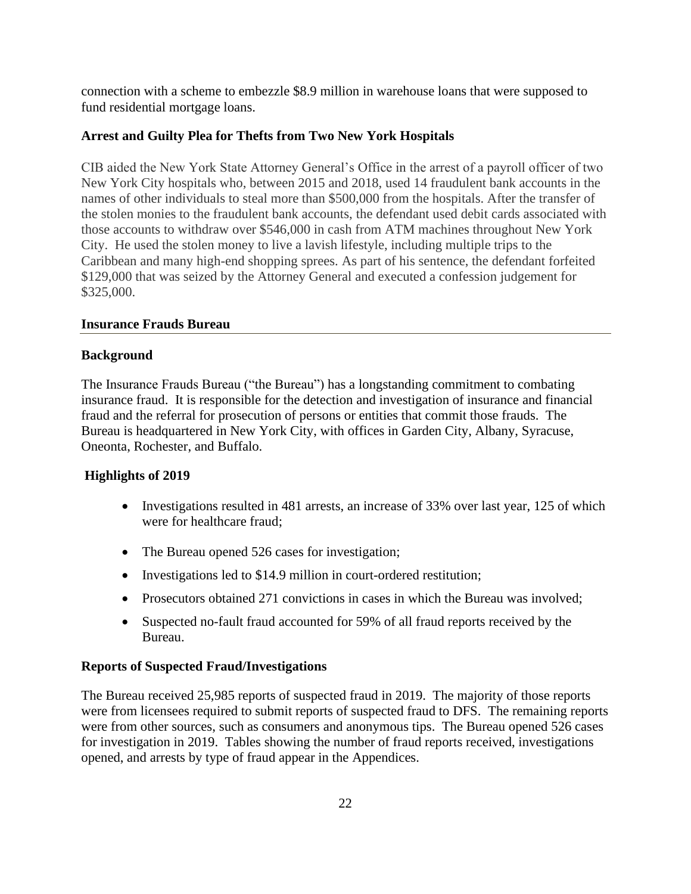connection with a scheme to embezzle $8.9 million in warehouse loans that were supposed to fund residential mortgage loans.

### Arrest and Guilty Plea for Thefts from Two New York Hospitals

CIB aided the New York State Attorney General's Office in the arrest of a payroll officer of two New York City hospitals who, between 2015 and 2018, used 14 fraudulent bank accounts in the names of other individuals to steal more than $500,000 from the hospitals. After the transfer of the stolen monies to the fraudulent bank accounts, the defendant used debit cards associated with those accounts to withdraw over $546,000 in cash from ATM machines throughout New York City. He used the stolen money to live a lavish lifestyle, including multiple trips to the Caribbean and many high-end shopping sprees. As part of his sentence, the defendant forfeited $129,000 that was seized by the Attorney General and executed a confession judgement for $325,000.

## Insurance Frauds Bureau

### Background

The Insurance Frauds Bureau ("the Bureau") has a longstanding commitment to combating insurance fraud. It is responsible for the detection and investigation of insurance and financial fraud and the referral for prosecution of persons or entities that commit those frauds. The Bureau is headquartered in New York City, with offices in Garden City, Albany, Syracuse, Oneonta, Rochester, and Buffalo.

### Highlights of 2019

- Investigations resulted in 481 arrests, an increase of 33% over last year, 125 of which were for healthcare fraud;
- The Bureau opened 526 cases for investigation;
- Investigations led to $14.9 million in court-ordered restitution;
- Prosecutors obtained 271 convictions in cases in which the Bureau was involved;
- Suspected no-fault fraud accounted for 59% of all fraud reports received by the Bureau.

### Reports of Suspected Fraud/Investigations

The Bureau received 25,985 reports of suspected fraud in 2019. The majority of those reports were from licensees required to submit reports of suspected fraud to DFS. The remaining reports were from other sources, such as consumers and anonymous tips. The Bureau opened 526 cases for investigation in 2019. Tables showing the number of fraud reports received, investigations opened, and arrests by type of fraud appear in the Appendices.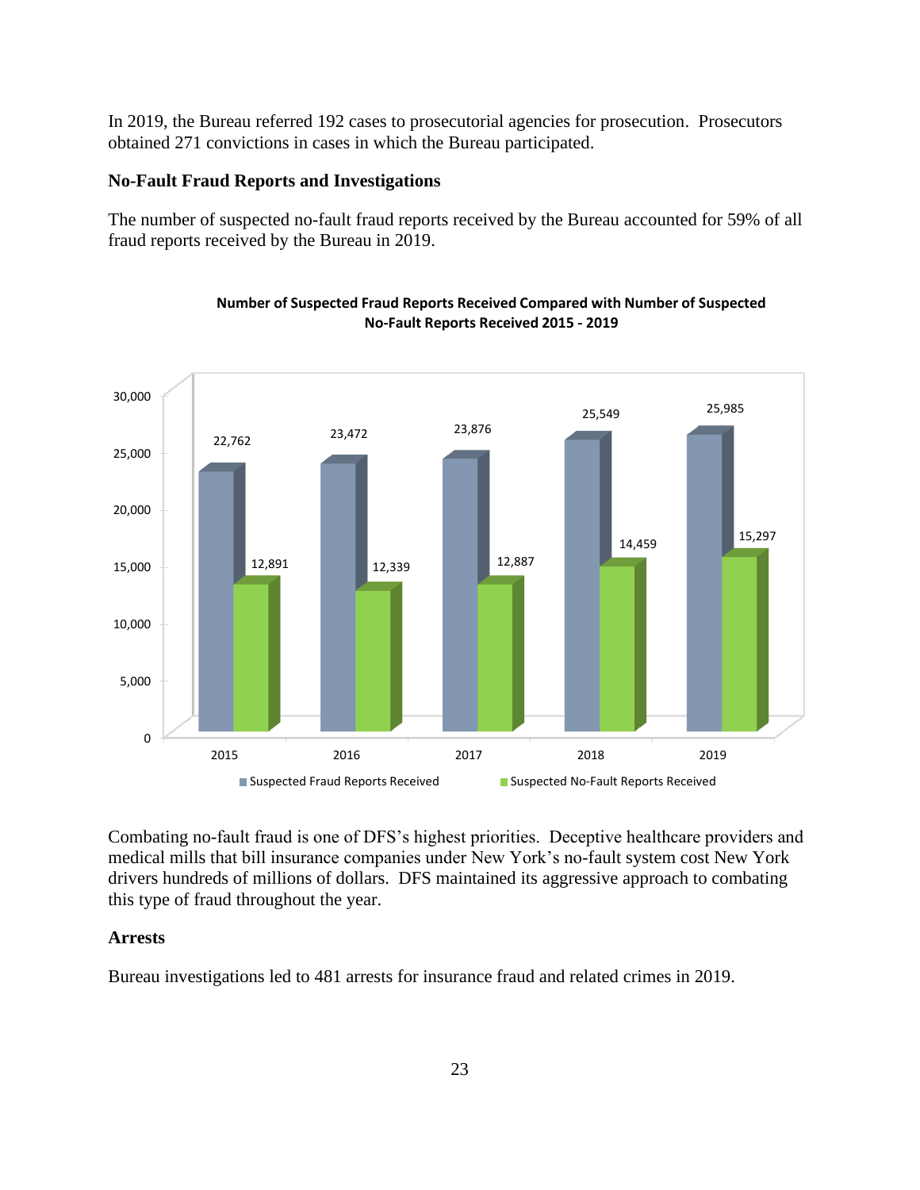In 2019, the Bureau referred 192 cases to prosecutorial agencies for prosecution. Prosecutors obtained 271 convictions in cases in which the Bureau participated.

### No-Fault Fraud Reports and Investigations

The number of suspected no-fault fraud reports received by the Bureau accounted for 59% of all fraud reports received by the Bureau in 2019.

**Number of Suspected Fraud Reports Received Compared with Number of Suspected No-Fault Reports Received 2015 - 2019**

| Year | Suspected Fraud Reports Received | Suspected No-Fault Reports Received |
|---|---|---|
| 2015 | 22,762 | 12,891 |
| 2016 | 23,472 | 12,339 |
| 2017 | 23,876 | 12,887 |
| 2018 | 25,549 | 14,459 |
| 2019 | 25,985 | 15,297 |

Combating no-fault fraud is one of DFS's highest priorities. Deceptive healthcare providers and medical mills that bill insurance companies under New York's no-fault system cost New York drivers hundreds of millions of dollars. DFS maintained its aggressive approach to combating this type of fraud throughout the year.

### Arrests

Bureau investigations led to 481 arrests for insurance fraud and related crimes in 2019.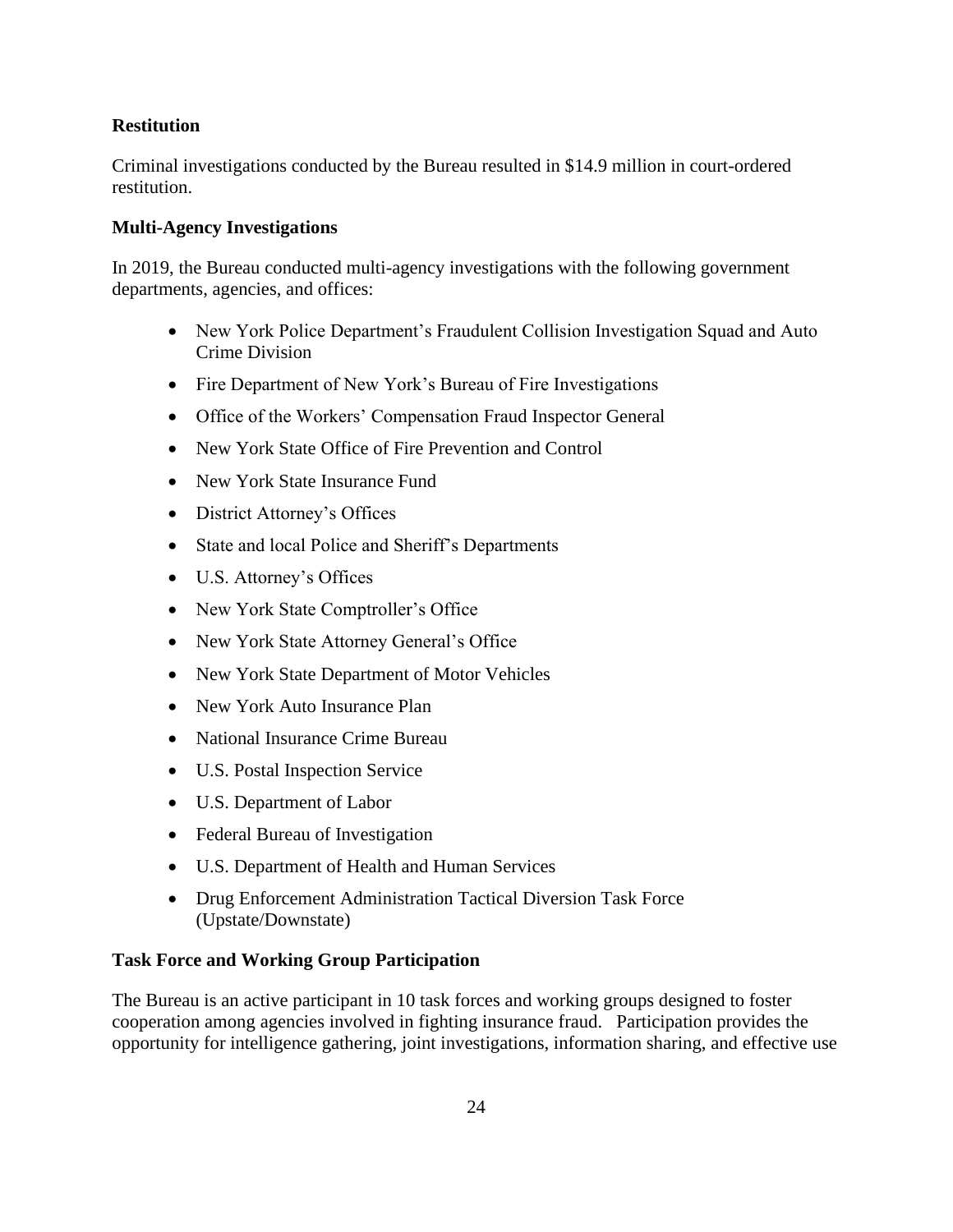**Restitution**

Criminal investigations conducted by the Bureau resulted in $14.9 million in court-ordered restitution.

**Multi-Agency Investigations**

In 2019, the Bureau conducted multi-agency investigations with the following government departments, agencies, and offices:

- New York Police Department's Fraudulent Collision Investigation Squad and Auto Crime Division
- Fire Department of New York's Bureau of Fire Investigations
- Office of the Workers' Compensation Fraud Inspector General
- New York State Office of Fire Prevention and Control
- New York State Insurance Fund
- District Attorney's Offices
- State and local Police and Sheriff's Departments
- U.S. Attorney's Offices
- New York State Comptroller's Office
- New York State Attorney General's Office
- New York State Department of Motor Vehicles
- New York Auto Insurance Plan
- National Insurance Crime Bureau
- U.S. Postal Inspection Service
- U.S. Department of Labor
- Federal Bureau of Investigation
- U.S. Department of Health and Human Services
- Drug Enforcement Administration Tactical Diversion Task Force (Upstate/Downstate)

**Task Force and Working Group Participation**

The Bureau is an active participant in 10 task forces and working groups designed to foster cooperation among agencies involved in fighting insurance fraud. Participation provides the opportunity for intelligence gathering, joint investigations, information sharing, and effective use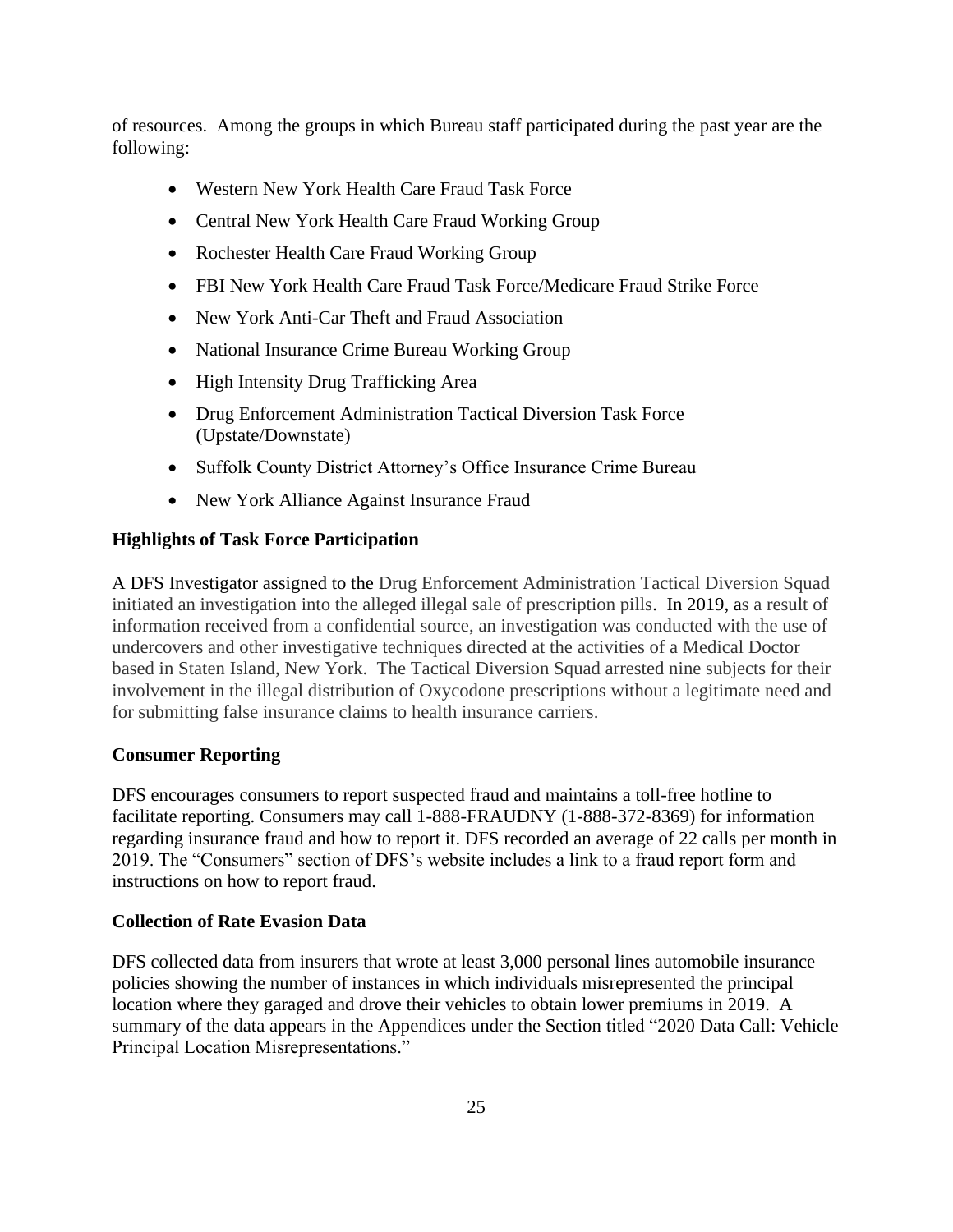of resources. Among the groups in which Bureau staff participated during the past year are the following:

- Western New York Health Care Fraud Task Force
- Central New York Health Care Fraud Working Group
- Rochester Health Care Fraud Working Group
- FBI New York Health Care Fraud Task Force/Medicare Fraud Strike Force
- New York Anti-Car Theft and Fraud Association
- National Insurance Crime Bureau Working Group
- High Intensity Drug Trafficking Area
- Drug Enforcement Administration Tactical Diversion Task Force (Upstate/Downstate)
- Suffolk County District Attorney's Office Insurance Crime Bureau
- New York Alliance Against Insurance Fraud

**Highlights of Task Force Participation**

A DFS Investigator assigned to the Drug Enforcement Administration Tactical Diversion Squad initiated an investigation into the alleged illegal sale of prescription pills. In 2019, as a result of information received from a confidential source, an investigation was conducted with the use of undercovers and other investigative techniques directed at the activities of a Medical Doctor based in Staten Island, New York. The Tactical Diversion Squad arrested nine subjects for their involvement in the illegal distribution of Oxycodone prescriptions without a legitimate need and for submitting false insurance claims to health insurance carriers.

**Consumer Reporting**

DFS encourages consumers to report suspected fraud and maintains a toll-free hotline to facilitate reporting. Consumers may call 1-888-FRAUDNY (1-888-372-8369) for information regarding insurance fraud and how to report it. DFS recorded an average of 22 calls per month in 2019. The "Consumers" section of DFS's website includes a link to a fraud report form and instructions on how to report fraud.

**Collection of Rate Evasion Data**

DFS collected data from insurers that wrote at least 3,000 personal lines automobile insurance policies showing the number of instances in which individuals misrepresented the principal location where they garaged and drove their vehicles to obtain lower premiums in 2019. A summary of the data appears in the Appendices under the Section titled "2020 Data Call: Vehicle Principal Location Misrepresentations."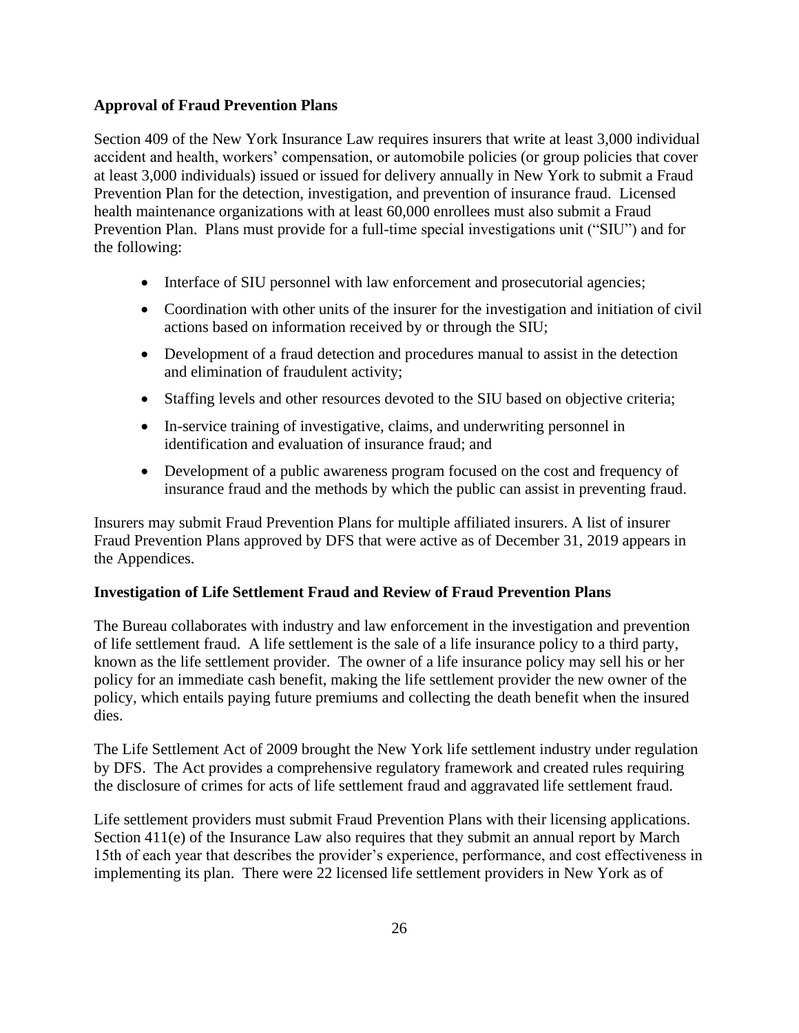**Approval of Fraud Prevention Plans**

Section 409 of the New York Insurance Law requires insurers that write at least 3,000 individual accident and health, workers' compensation, or automobile policies (or group policies that cover at least 3,000 individuals) issued or issued for delivery annually in New York to submit a Fraud Prevention Plan for the detection, investigation, and prevention of insurance fraud. Licensed health maintenance organizations with at least 60,000 enrollees must also submit a Fraud Prevention Plan. Plans must provide for a full-time special investigations unit ("SIU") and for the following:

- Interface of SIU personnel with law enforcement and prosecutorial agencies;
- Coordination with other units of the insurer for the investigation and initiation of civil actions based on information received by or through the SIU;
- Development of a fraud detection and procedures manual to assist in the detection and elimination of fraudulent activity;
- Staffing levels and other resources devoted to the SIU based on objective criteria;
- In-service training of investigative, claims, and underwriting personnel in identification and evaluation of insurance fraud; and
- Development of a public awareness program focused on the cost and frequency of insurance fraud and the methods by which the public can assist in preventing fraud.

Insurers may submit Fraud Prevention Plans for multiple affiliated insurers. A list of insurer Fraud Prevention Plans approved by DFS that were active as of December 31, 2019 appears in the Appendices.

**Investigation of Life Settlement Fraud and Review of Fraud Prevention Plans**

The Bureau collaborates with industry and law enforcement in the investigation and prevention of life settlement fraud. A life settlement is the sale of a life insurance policy to a third party, known as the life settlement provider. The owner of a life insurance policy may sell his or her policy for an immediate cash benefit, making the life settlement provider the new owner of the policy, which entails paying future premiums and collecting the death benefit when the insured dies.

The Life Settlement Act of 2009 brought the New York life settlement industry under regulation by DFS. The Act provides a comprehensive regulatory framework and created rules requiring the disclosure of crimes for acts of life settlement fraud and aggravated life settlement fraud.

Life settlement providers must submit Fraud Prevention Plans with their licensing applications. Section 411(e) of the Insurance Law also requires that they submit an annual report by March 15th of each year that describes the provider's experience, performance, and cost effectiveness in implementing its plan. There were 22 licensed life settlement providers in New York as of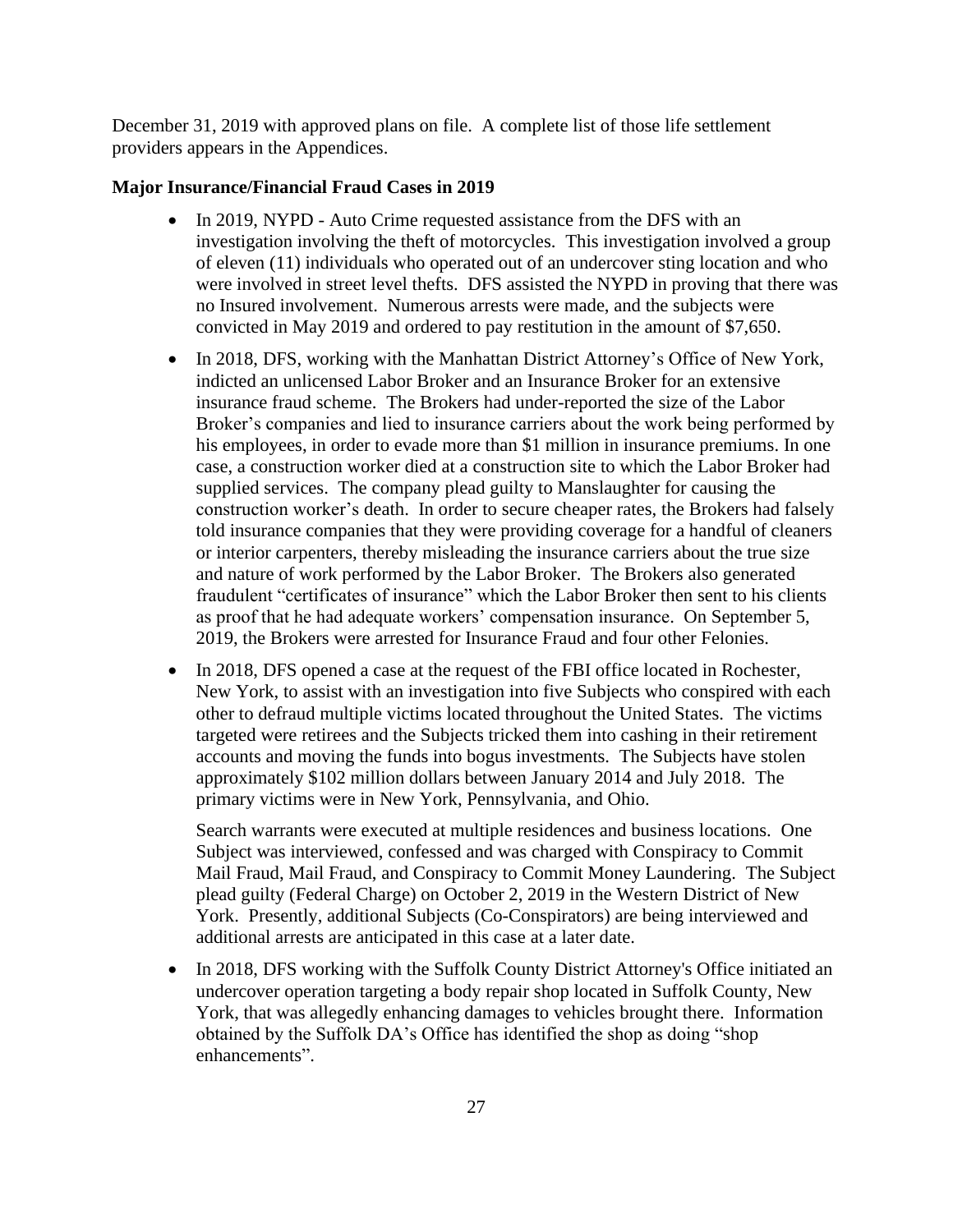December 31, 2019 with approved plans on file. A complete list of those life settlement providers appears in the Appendices.

**Major Insurance/Financial Fraud Cases in 2019**

- In 2019, NYPD - Auto Crime requested assistance from the DFS with an investigation involving the theft of motorcycles. This investigation involved a group of eleven (11) individuals who operated out of an undercover sting location and who were involved in street level thefts. DFS assisted the NYPD in proving that there was no Insured involvement. Numerous arrests were made, and the subjects were convicted in May 2019 and ordered to pay restitution in the amount of $7,650.

- In 2018, DFS, working with the Manhattan District Attorney's Office of New York, indicted an unlicensed Labor Broker and an Insurance Broker for an extensive insurance fraud scheme. The Brokers had under-reported the size of the Labor Broker's companies and lied to insurance carriers about the work being performed by his employees, in order to evade more than $1 million in insurance premiums. In one case, a construction worker died at a construction site to which the Labor Broker had supplied services. The company plead guilty to Manslaughter for causing the construction worker's death. In order to secure cheaper rates, the Brokers had falsely told insurance companies that they were providing coverage for a handful of cleaners or interior carpenters, thereby misleading the insurance carriers about the true size and nature of work performed by the Labor Broker. The Brokers also generated fraudulent "certificates of insurance" which the Labor Broker then sent to his clients as proof that he had adequate workers' compensation insurance. On September 5, 2019, the Brokers were arrested for Insurance Fraud and four other Felonies.

- In 2018, DFS opened a case at the request of the FBI office located in Rochester, New York, to assist with an investigation into five Subjects who conspired with each other to defraud multiple victims located throughout the United States. The victims targeted were retirees and the Subjects tricked them into cashing in their retirement accounts and moving the funds into bogus investments. The Subjects have stolen approximately $102 million dollars between January 2014 and July 2018. The primary victims were in New York, Pennsylvania, and Ohio.

  Search warrants were executed at multiple residences and business locations. One Subject was interviewed, confessed and was charged with Conspiracy to Commit Mail Fraud, Mail Fraud, and Conspiracy to Commit Money Laundering. The Subject plead guilty (Federal Charge) on October 2, 2019 in the Western District of New York. Presently, additional Subjects (Co-Conspirators) are being interviewed and additional arrests are anticipated in this case at a later date.

- In 2018, DFS working with the Suffolk County District Attorney's Office initiated an undercover operation targeting a body repair shop located in Suffolk County, New York, that was allegedly enhancing damages to vehicles brought there. Information obtained by the Suffolk DA's Office has identified the shop as doing "shop enhancements".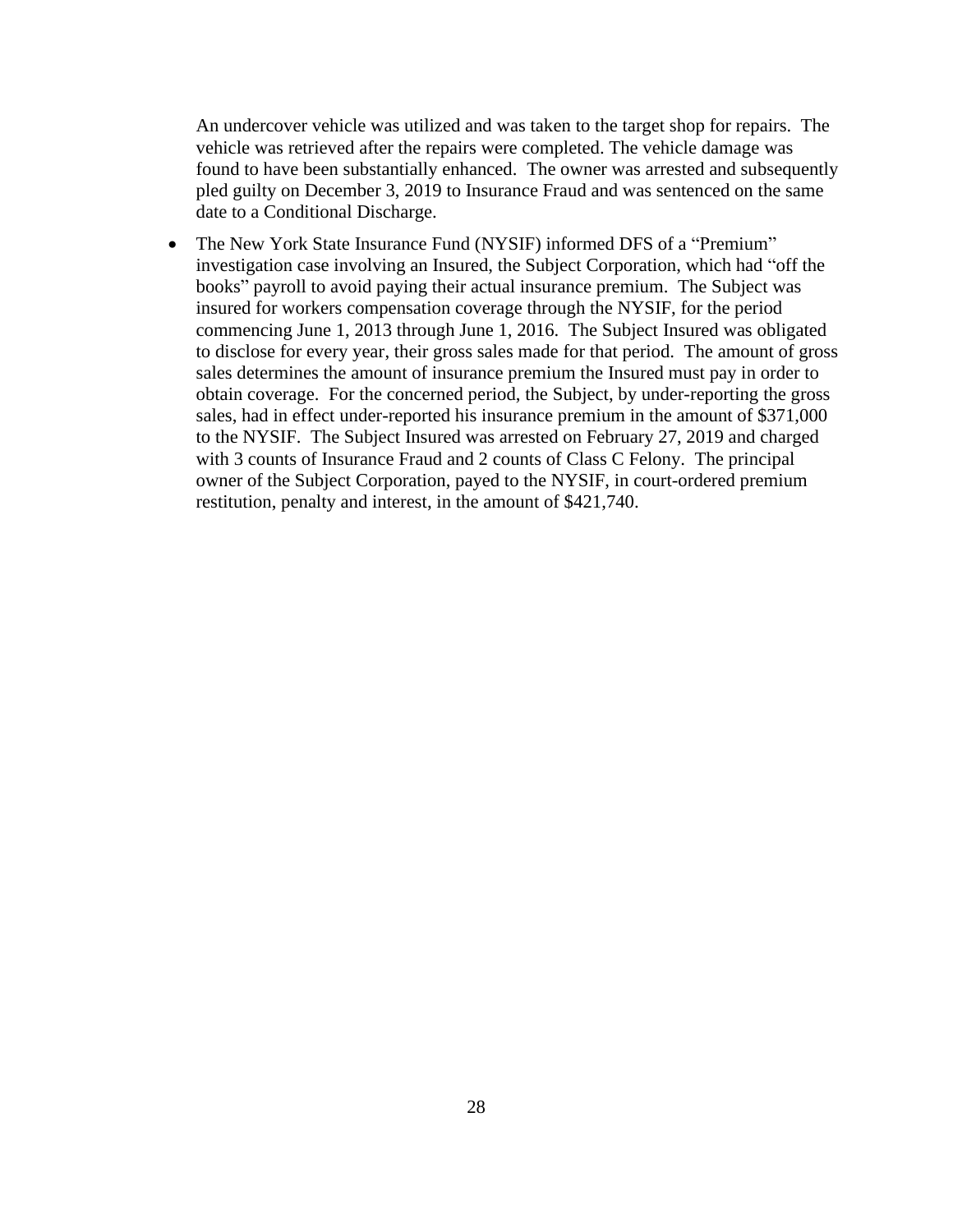An undercover vehicle was utilized and was taken to the target shop for repairs. The vehicle was retrieved after the repairs were completed. The vehicle damage was found to have been substantially enhanced. The owner was arrested and subsequently pled guilty on December 3, 2019 to Insurance Fraud and was sentenced on the same date to a Conditional Discharge.

- The New York State Insurance Fund (NYSIF) informed DFS of a "Premium" investigation case involving an Insured, the Subject Corporation, which had "off the books" payroll to avoid paying their actual insurance premium. The Subject was insured for workers compensation coverage through the NYSIF, for the period commencing June 1, 2013 through June 1, 2016. The Subject Insured was obligated to disclose for every year, their gross sales made for that period. The amount of gross sales determines the amount of insurance premium the Insured must pay in order to obtain coverage. For the concerned period, the Subject, by under-reporting the gross sales, had in effect under-reported his insurance premium in the amount of $371,000 to the NYSIF. The Subject Insured was arrested on February 27, 2019 and charged with 3 counts of Insurance Fraud and 2 counts of Class C Felony. The principal owner of the Subject Corporation, payed to the NYSIF, in court-ordered premium restitution, penalty and interest, in the amount of $421,740.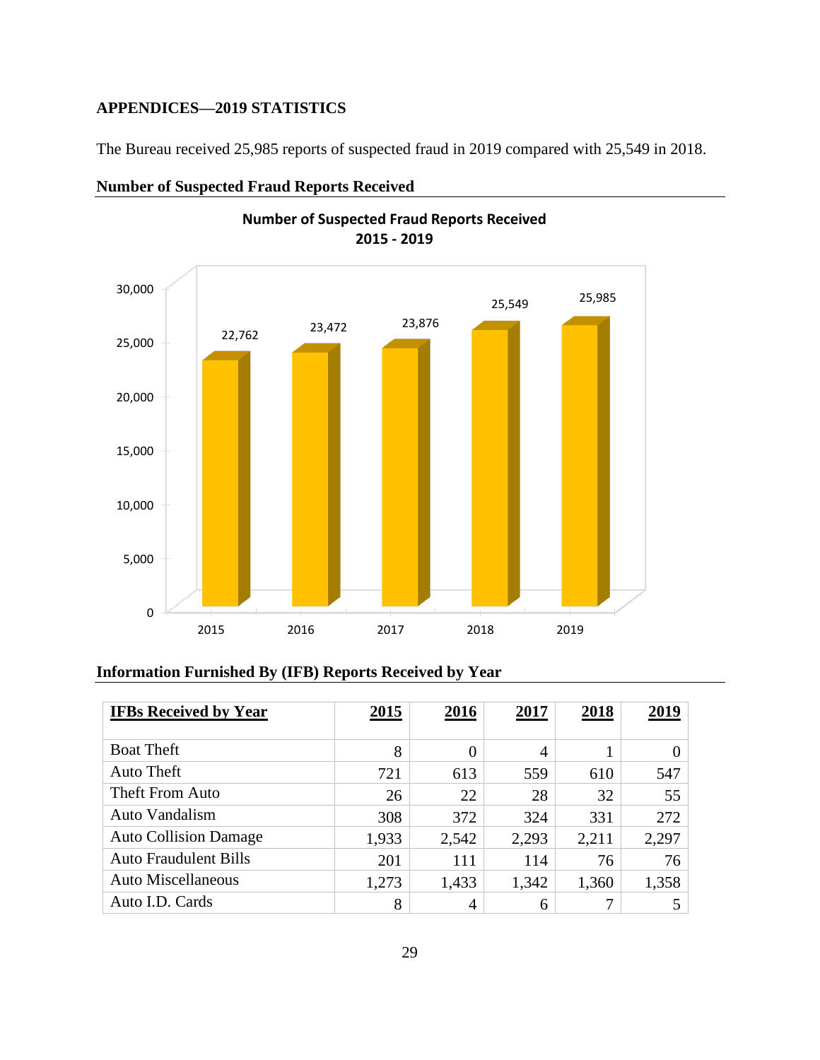## APPENDICES—2019 STATISTICS

The Bureau received 25,985 reports of suspected fraud in 2019 compared with 25,549 in 2018.

### Number of Suspected Fraud Reports Received

**Number of Suspected Fraud Reports Received 2015 - 2019**

| Year | Reports |
|---|---|
| 2015 | 22,762 |
| 2016 | 23,472 |
| 2017 | 23,876 |
| 2018 | 25,549 |
| 2019 | 25,985 |

### Information Furnished By (IFB) Reports Received by Year

| IFBs Received by Year | 2015 | 2016 | 2017 | 2018 | 2019 |
|---|---|---|---|---|---|
| Boat Theft | 8 | 0 | 4 | 1 | 0 |
| Auto Theft | 721 | 613 | 559 | 610 | 547 |
| Theft From Auto | 26 | 22 | 28 | 32 | 55 |
| Auto Vandalism | 308 | 372 | 324 | 331 | 272 |
| Auto Collision Damage | 1,933 | 2,542 | 2,293 | 2,211 | 2,297 |
| Auto Fraudulent Bills | 201 | 111 | 114 | 76 | 76 |
| Auto Miscellaneous | 1,273 | 1,433 | 1,342 | 1,360 | 1,358 |
| Auto I.D. Cards | 8 | 4 | 6 | 7 | 5 |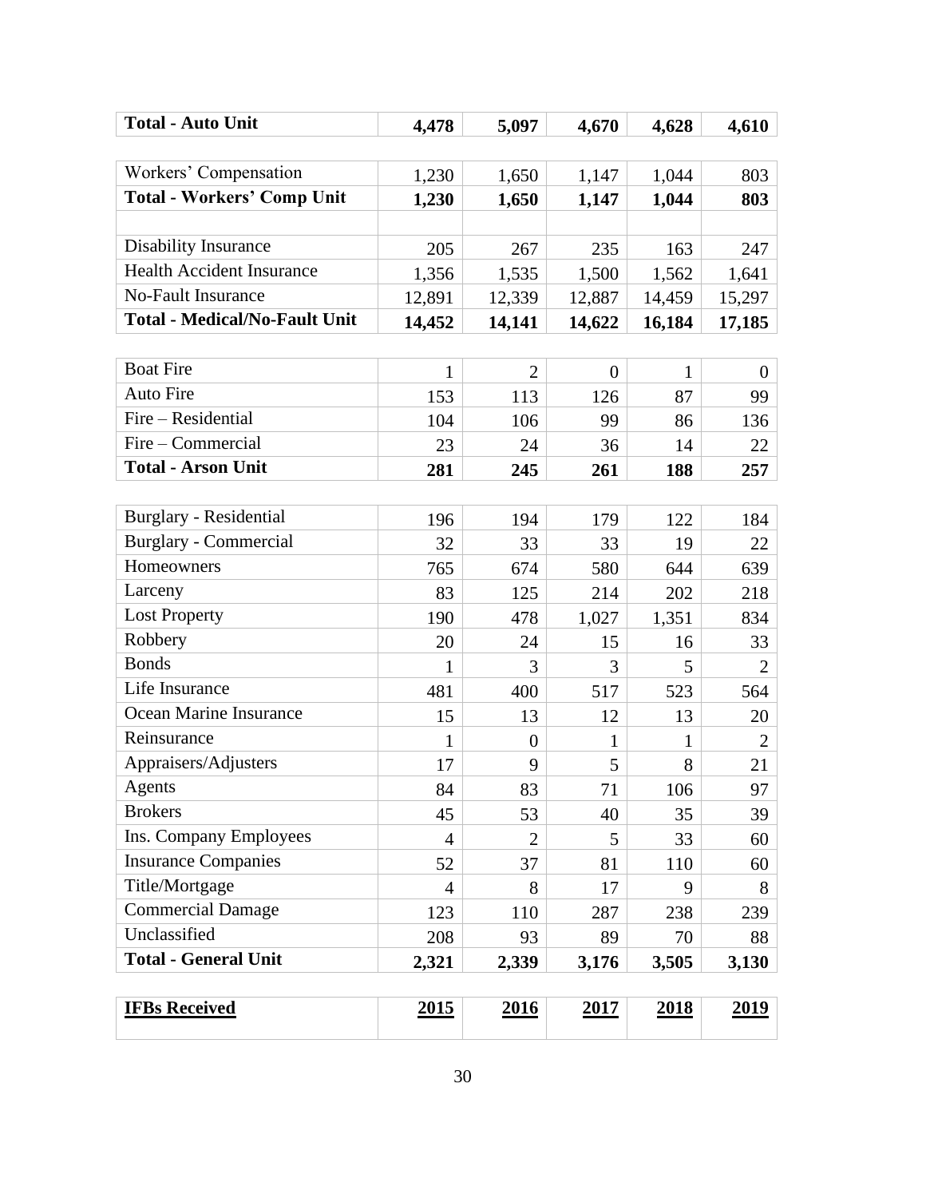| **Total - Auto Unit** | **4,478** | **5,097** | **4,670** | **4,628** | **4,610** |
|---|---|---|---|---|---|

| Workers' Compensation | 1,230 | 1,650 | 1,147 | 1,044 | 803 |
|---|---|---|---|---|---|
| **Total - Workers' Comp Unit** | **1,230** | **1,650** | **1,147** | **1,044** | **803** |
| | | | | | |

| Disability Insurance | 205 | 267 | 235 | 163 | 247 |
|---|---|---|---|---|---|
| Health Accident Insurance | 1,356 | 1,535 | 1,500 | 1,562 | 1,641 |
| No-Fault Insurance | 12,891 | 12,339 | 12,887 | 14,459 | 15,297 |
| **Total - Medical/No-Fault Unit** | **14,452** | **14,141** | **14,622** | **16,184** | **17,185** |

| Boat Fire | 1 | 2 | 0 | 1 | 0 |
|---|---|---|---|---|---|
| Auto Fire | 153 | 113 | 126 | 87 | 99 |
| Fire – Residential | 104 | 106 | 99 | 86 | 136 |
| Fire – Commercial | 23 | 24 | 36 | 14 | 22 |
| **Total - Arson Unit** | **281** | **245** | **261** | **188** | **257** |

| Burglary - Residential | 196 | 194 | 179 | 122 | 184 |
|---|---|---|---|---|---|
| Burglary - Commercial | 32 | 33 | 33 | 19 | 22 |
| Homeowners | 765 | 674 | 580 | 644 | 639 |
| Larceny | 83 | 125 | 214 | 202 | 218 |
| Lost Property | 190 | 478 | 1,027 | 1,351 | 834 |
| Robbery | 20 | 24 | 15 | 16 | 33 |
| Bonds | 1 | 3 | 3 | 5 | 2 |
| Life Insurance | 481 | 400 | 517 | 523 | 564 |
| Ocean Marine Insurance | 15 | 13 | 12 | 13 | 20 |
| Reinsurance | 1 | 0 | 1 | 1 | 2 |
| Appraisers/Adjusters | 17 | 9 | 5 | 8 | 21 |
| Agents | 84 | 83 | 71 | 106 | 97 |
| Brokers | 45 | 53 | 40 | 35 | 39 |
| Ins. Company Employees | 4 | 2 | 5 | 33 | 60 |
| Insurance Companies | 52 | 37 | 81 | 110 | 60 |
| Title/Mortgage | 4 | 8 | 17 | 9 | 8 |
| Commercial Damage | 123 | 110 | 287 | 238 | 239 |
| Unclassified | 208 | 93 | 89 | 70 | 88 |
| **Total - General Unit** | **2,321** | **2,339** | **3,176** | **3,505** | **3,130** |

| **IFBs Received** | **2015** | **2016** | **2017** | **2018** | **2019** |
|---|---|---|---|---|---|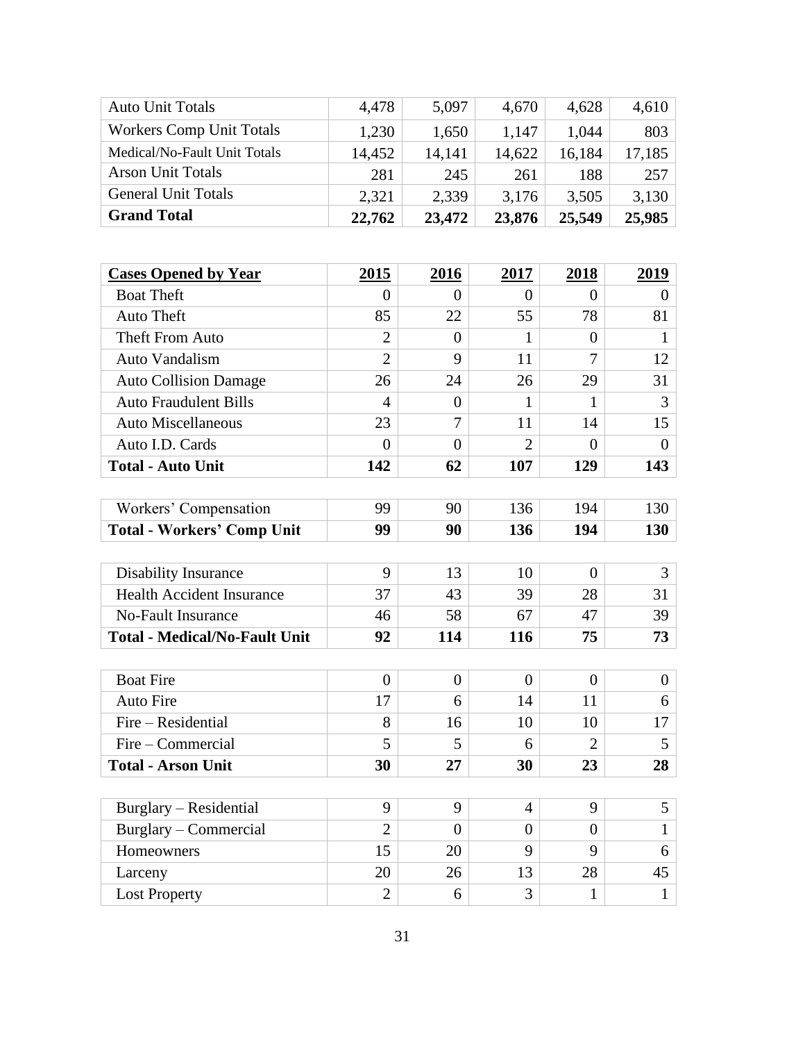| | | | | | |
|---|---|---|---|---|---|
| Auto Unit Totals | 4,478 | 5,097 | 4,670 | 4,628 | 4,610 |
| Workers Comp Unit Totals | 1,230 | 1,650 | 1,147 | 1,044 | 803 |
| Medical/No-Fault Unit Totals | 14,452 | 14,141 | 14,622 | 16,184 | 17,185 |
| Arson Unit Totals | 281 | 245 | 261 | 188 | 257 |
| General Unit Totals | 2,321 | 2,339 | 3,176 | 3,505 | 3,130 |
| **Grand Total** | **22,762** | **23,472** | **23,876** | **25,549** | **25,985** |

| <u>**Cases Opened by Year**</u> | <u>**2015**</u> | <u>**2016**</u> | <u>**2017**</u> | <u>**2018**</u> | <u>**2019**</u> |
|---|---|---|---|---|---|
| Boat Theft | 0 | 0 | 0 | 0 | 0 |
| Auto Theft | 85 | 22 | 55 | 78 | 81 |
| Theft From Auto | 2 | 0 | 1 | 0 | 1 |
| Auto Vandalism | 2 | 9 | 11 | 7 | 12 |
| Auto Collision Damage | 26 | 24 | 26 | 29 | 31 |
| Auto Fraudulent Bills | 4 | 0 | 1 | 1 | 3 |
| Auto Miscellaneous | 23 | 7 | 11 | 14 | 15 |
| Auto I.D. Cards | 0 | 0 | 2 | 0 | 0 |
| **Total - Auto Unit** | **142** | **62** | **107** | **129** | **143** |
| | | | | | |
| Workers' Compensation | 99 | 90 | 136 | 194 | 130 |
| **Total - Workers' Comp Unit** | **99** | **90** | **136** | **194** | **130** |
| | | | | | |
| Disability Insurance | 9 | 13 | 10 | 0 | 3 |
| Health Accident Insurance | 37 | 43 | 39 | 28 | 31 |
| No-Fault Insurance | 46 | 58 | 67 | 47 | 39 |
| **Total - Medical/No-Fault Unit** | **92** | **114** | **116** | **75** | **73** |
| | | | | | |
| Boat Fire | 0 | 0 | 0 | 0 | 0 |
| Auto Fire | 17 | 6 | 14 | 11 | 6 |
| Fire – Residential | 8 | 16 | 10 | 10 | 17 |
| Fire – Commercial | 5 | 5 | 6 | 2 | 5 |
| **Total - Arson Unit** | **30** | **27** | **30** | **23** | **28** |
| | | | | | |
| Burglary – Residential | 9 | 9 | 4 | 9 | 5 |
| Burglary – Commercial | 2 | 0 | 0 | 0 | 1 |
| Homeowners | 15 | 20 | 9 | 9 | 6 |
| Larceny | 20 | 26 | 13 | 28 | 45 |
| Lost Property | 2 | 6 | 3 | 1 | 1 |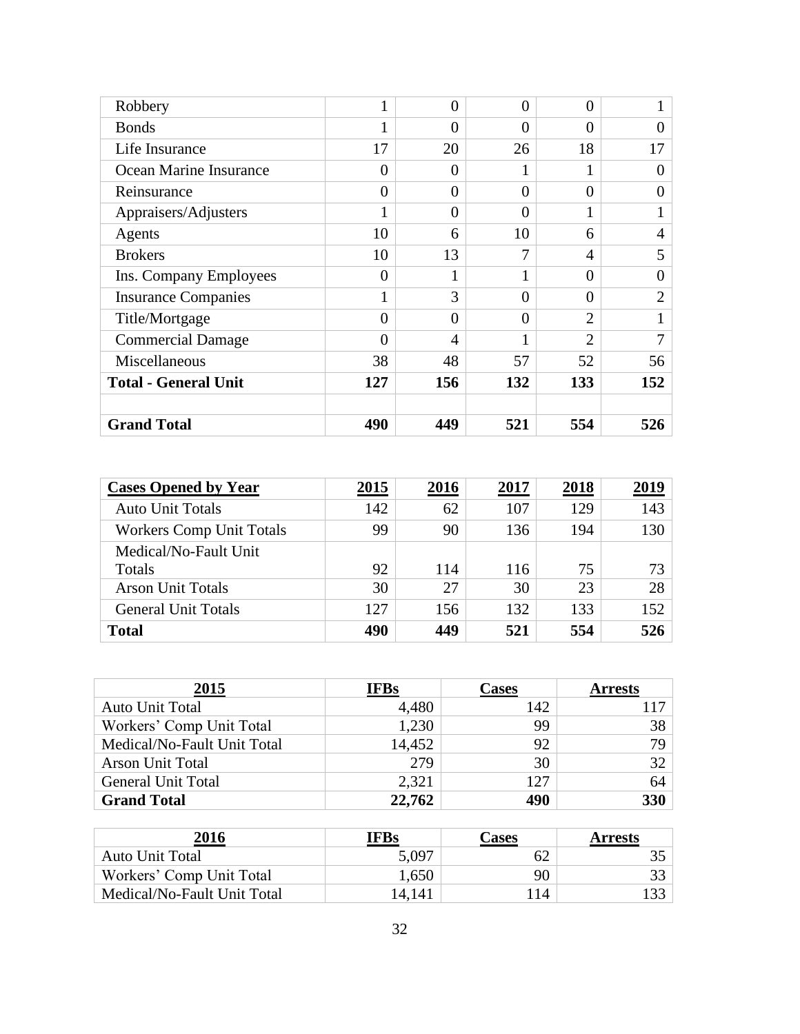| | | | | | |
|---|---|---|---|---|---|
| Robbery | 1 | 0 | 0 | 0 | 1 |
| Bonds | 1 | 0 | 0 | 0 | 0 |
| Life Insurance | 17 | 20 | 26 | 18 | 17 |
| Ocean Marine Insurance | 0 | 0 | 1 | 1 | 0 |
| Reinsurance | 0 | 0 | 0 | 0 | 0 |
| Appraisers/Adjusters | 1 | 0 | 0 | 1 | 1 |
| Agents | 10 | 6 | 10 | 6 | 4 |
| Brokers | 10 | 13 | 7 | 4 | 5 |
| Ins. Company Employees | 0 | 1 | 1 | 0 | 0 |
| Insurance Companies | 1 | 3 | 0 | 0 | 2 |
| Title/Mortgage | 0 | 0 | 0 | 2 | 1 |
| Commercial Damage | 0 | 4 | 1 | 2 | 7 |
| Miscellaneous | 38 | 48 | 57 | 52 | 56 |
| **Total - General Unit** | **127** | **156** | **132** | **133** | **152** |
| | | | | | |
| **Grand Total** | **490** | **449** | **521** | **554** | **526** |

| **Cases Opened by Year** | **2015** | **2016** | **2017** | **2018** | **2019** |
|---|---|---|---|---|---|
| Auto Unit Totals | 142 | 62 | 107 | 129 | 143 |
| Workers Comp Unit Totals | 99 | 90 | 136 | 194 | 130 |
| Medical/No-Fault Unit Totals | 92 | 114 | 116 | 75 | 73 |
| Arson Unit Totals | 30 | 27 | 30 | 23 | 28 |
| General Unit Totals | 127 | 156 | 132 | 133 | 152 |
| **Total** | **490** | **449** | **521** | **554** | **526** |

| **2015** | **IFBs** | **Cases** | **Arrests** |
|---|---|---|---|
| Auto Unit Total | 4,480 | 142 | 117 |
| Workers' Comp Unit Total | 1,230 | 99 | 38 |
| Medical/No-Fault Unit Total | 14,452 | 92 | 79 |
| Arson Unit Total | 279 | 30 | 32 |
| General Unit Total | 2,321 | 127 | 64 |
| **Grand Total** | **22,762** | **490** | **330** |

| **2016** | **IFBs** | **Cases** | **Arrests** |
|---|---|---|---|
| Auto Unit Total | 5,097 | 62 | 35 |
| Workers' Comp Unit Total | 1,650 | 90 | 33 |
| Medical/No-Fault Unit Total | 14,141 | 114 | 133 |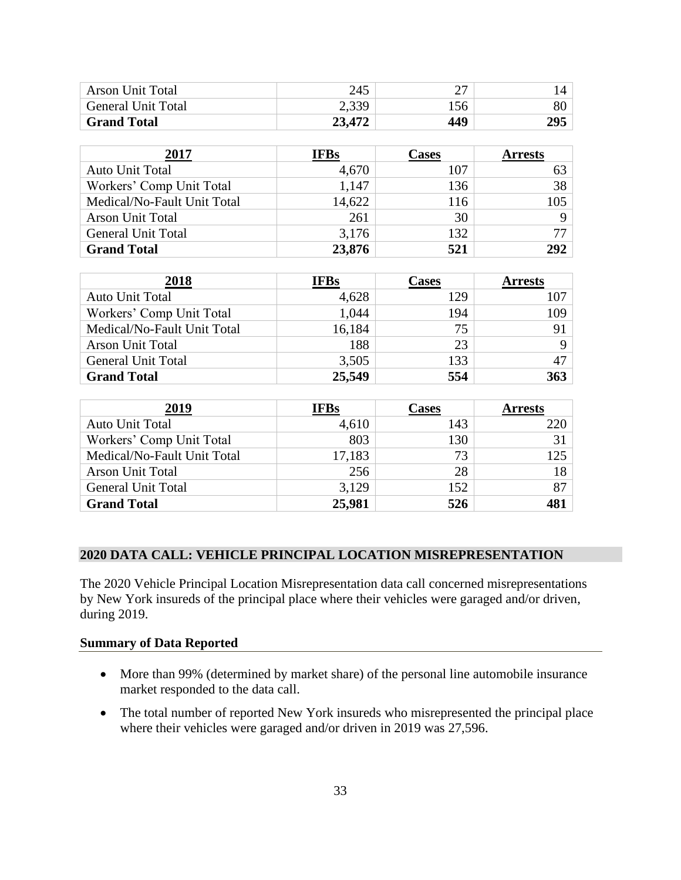| Arson Unit Total | 245 | 27 | 14 |
| --- | --- | --- | --- |
| General Unit Total | 2,339 | 156 | 80 |
| **Grand Total** | **23,472** | **449** | **295** |

| 2017 | IFBs | Cases | Arrests |
| --- | --- | --- | --- |
| Auto Unit Total | 4,670 | 107 | 63 |
| Workers' Comp Unit Total | 1,147 | 136 | 38 |
| Medical/No-Fault Unit Total | 14,622 | 116 | 105 |
| Arson Unit Total | 261 | 30 | 9 |
| General Unit Total | 3,176 | 132 | 77 |
| **Grand Total** | **23,876** | **521** | **292** |

| 2018 | IFBs | Cases | Arrests |
| --- | --- | --- | --- |
| Auto Unit Total | 4,628 | 129 | 107 |
| Workers' Comp Unit Total | 1,044 | 194 | 109 |
| Medical/No-Fault Unit Total | 16,184 | 75 | 91 |
| Arson Unit Total | 188 | 23 | 9 |
| General Unit Total | 3,505 | 133 | 47 |
| **Grand Total** | **25,549** | **554** | **363** |

| 2019 | IFBs | Cases | Arrests |
| --- | --- | --- | --- |
| Auto Unit Total | 4,610 | 143 | 220 |
| Workers' Comp Unit Total | 803 | 130 | 31 |
| Medical/No-Fault Unit Total | 17,183 | 73 | 125 |
| Arson Unit Total | 256 | 28 | 18 |
| General Unit Total | 3,129 | 152 | 87 |
| **Grand Total** | **25,981** | **526** | **481** |

## 2020 DATA CALL: VEHICLE PRINCIPAL LOCATION MISREPRESENTATION

The 2020 Vehicle Principal Location Misrepresentation data call concerned misrepresentations by New York insureds of the principal place where their vehicles were garaged and/or driven, during 2019.

### Summary of Data Reported

- More than 99% (determined by market share) of the personal line automobile insurance market responded to the data call.
- The total number of reported New York insureds who misrepresented the principal place where their vehicles were garaged and/or driven in 2019 was 27,596.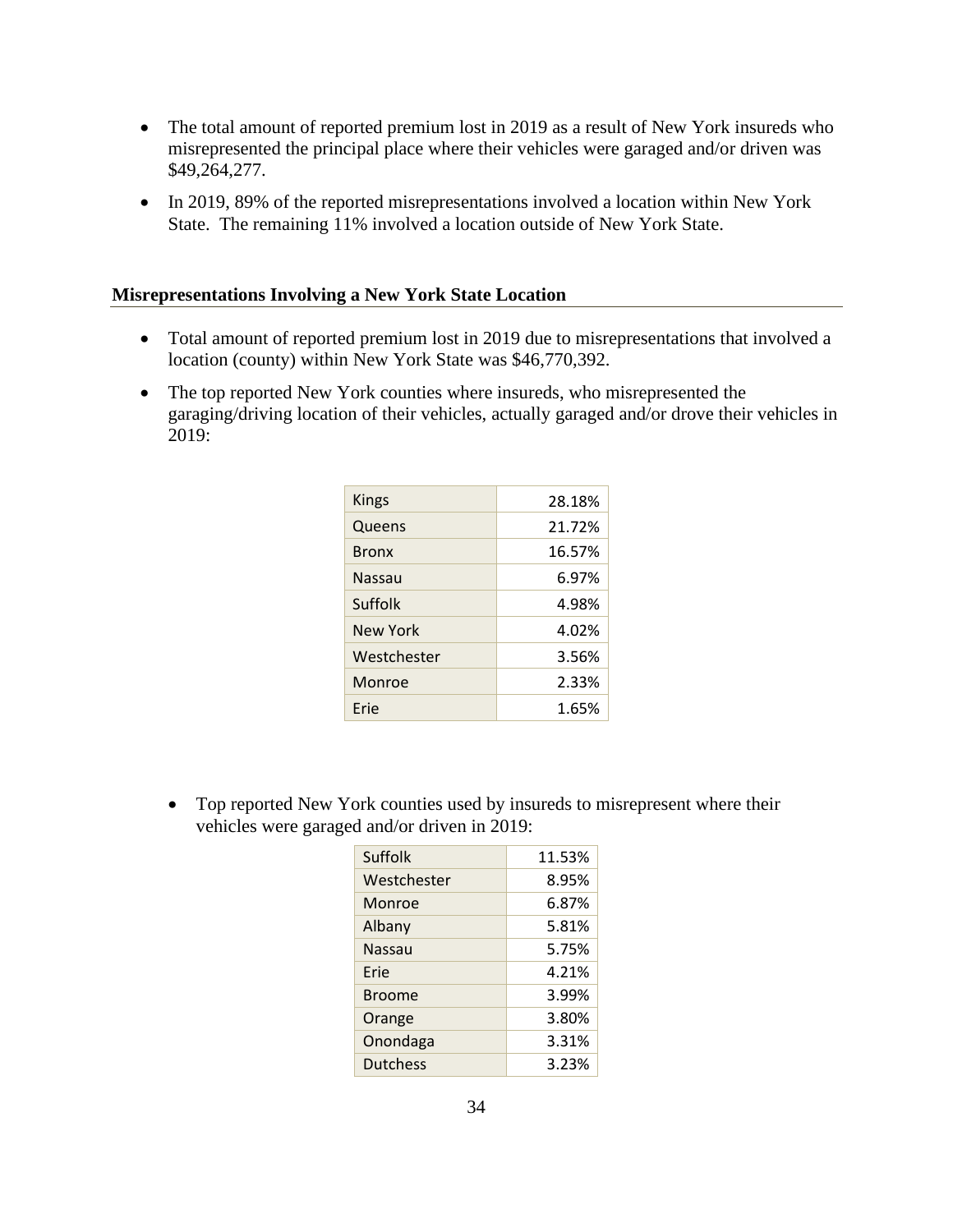- The total amount of reported premium lost in 2019 as a result of New York insureds who misrepresented the principal place where their vehicles were garaged and/or driven was $49,264,277.
- In 2019, 89% of the reported misrepresentations involved a location within New York State. The remaining 11% involved a location outside of New York State.

## Misrepresentations Involving a New York State Location

- Total amount of reported premium lost in 2019 due to misrepresentations that involved a location (county) within New York State was $46,770,392.
- The top reported New York counties where insureds, who misrepresented the garaging/driving location of their vehicles, actually garaged and/or drove their vehicles in 2019:

| | |
|---|---|
| Kings | 28.18% |
| Queens | 21.72% |
| Bronx | 16.57% |
| Nassau | 6.97% |
| Suffolk | 4.98% |
| New York | 4.02% |
| Westchester | 3.56% |
| Monroe | 2.33% |
| Erie | 1.65% |

- Top reported New York counties used by insureds to misrepresent where their vehicles were garaged and/or driven in 2019:

| | |
|---|---|
| Suffolk | 11.53% |
| Westchester | 8.95% |
| Monroe | 6.87% |
| Albany | 5.81% |
| Nassau | 5.75% |
| Erie | 4.21% |
| Broome | 3.99% |
| Orange | 3.80% |
| Onondaga | 3.31% |
| Dutchess | 3.23% |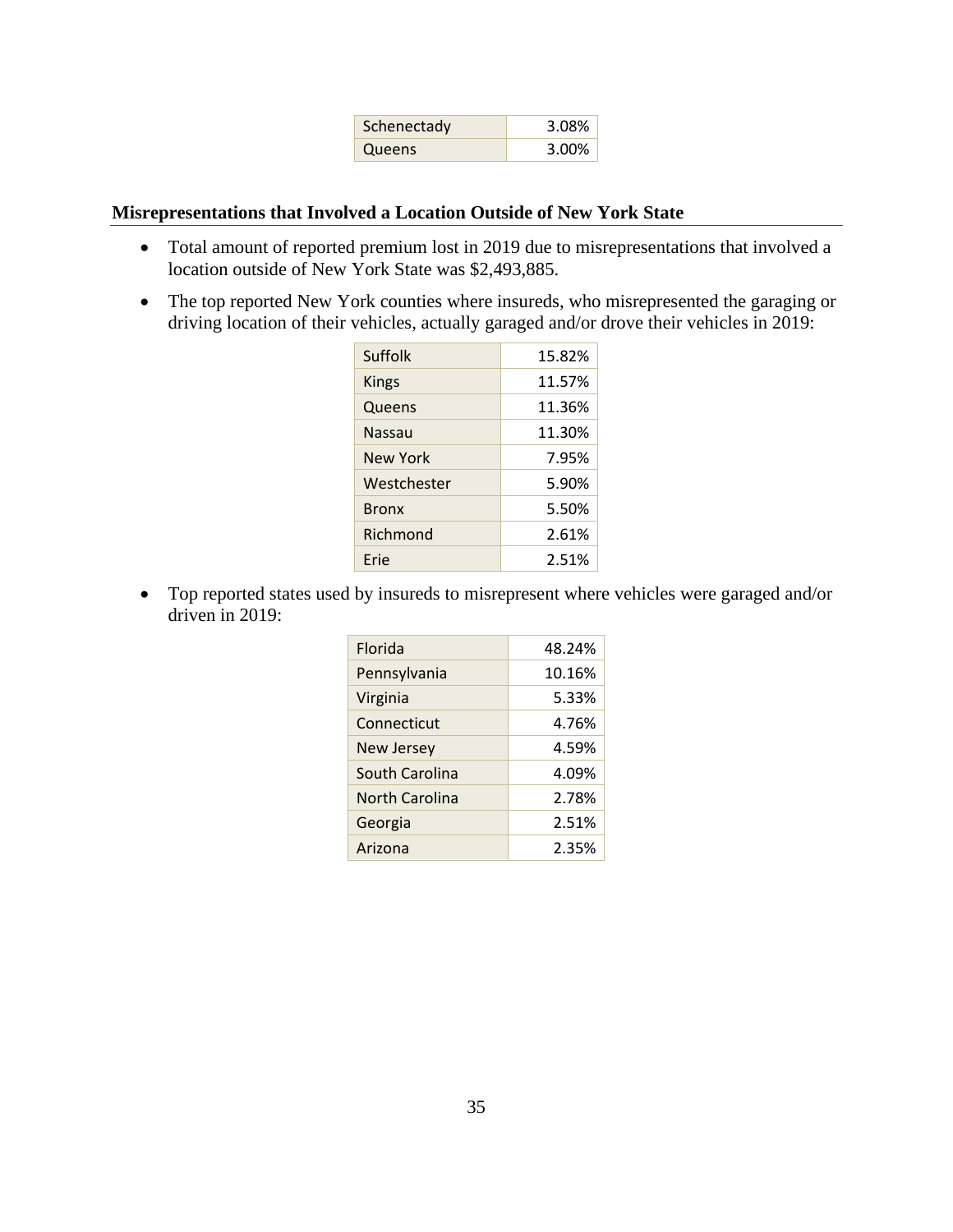| Schenectady | 3.08% |
|---|---|
| Queens | 3.00% |

## Misrepresentations that Involved a Location Outside of New York State

- Total amount of reported premium lost in 2019 due to misrepresentations that involved a location outside of New York State was $2,493,885.
- The top reported New York counties where insureds, who misrepresented the garaging or driving location of their vehicles, actually garaged and/or drove their vehicles in 2019:

| Suffolk | 15.82% |
|---|---|
| Kings | 11.57% |
| Queens | 11.36% |
| Nassau | 11.30% |
| New York | 7.95% |
| Westchester | 5.90% |
| Bronx | 5.50% |
| Richmond | 2.61% |
| Erie | 2.51% |

- Top reported states used by insureds to misrepresent where vehicles were garaged and/or driven in 2019:

| Florida | 48.24% |
|---|---|
| Pennsylvania | 10.16% |
| Virginia | 5.33% |
| Connecticut | 4.76% |
| New Jersey | 4.59% |
| South Carolina | 4.09% |
| North Carolina | 2.78% |
| Georgia | 2.51% |
| Arizona | 2.35% |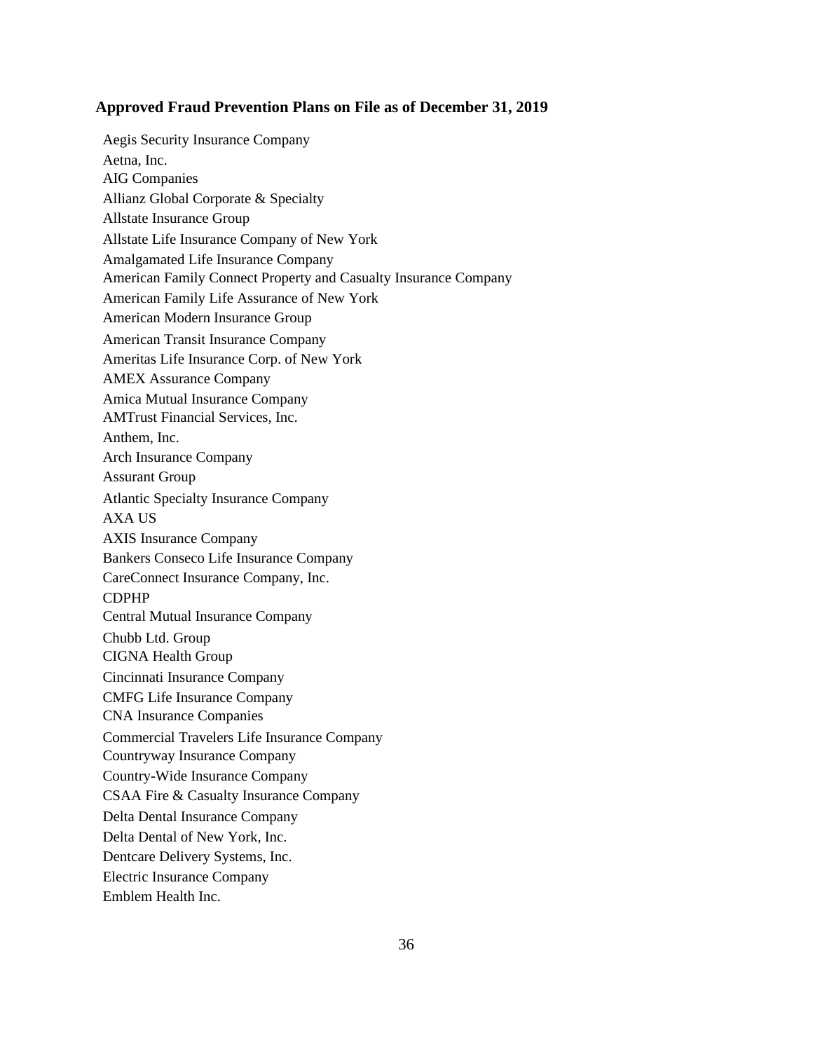## Approved Fraud Prevention Plans on File as of December 31, 2019

Aegis Security Insurance Company
Aetna, Inc.
AIG Companies
Allianz Global Corporate & Specialty
Allstate Insurance Group
Allstate Life Insurance Company of New York
Amalgamated Life Insurance Company
American Family Connect Property and Casualty Insurance Company
American Family Life Assurance of New York
American Modern Insurance Group
American Transit Insurance Company
Ameritas Life Insurance Corp. of New York
AMEX Assurance Company
Amica Mutual Insurance Company
AMTrust Financial Services, Inc.
Anthem, Inc.
Arch Insurance Company
Assurant Group
Atlantic Specialty Insurance Company
AXA US
AXIS Insurance Company
Bankers Conseco Life Insurance Company
CareConnect Insurance Company, Inc.
CDPHP
Central Mutual Insurance Company
Chubb Ltd. Group
CIGNA Health Group
Cincinnati Insurance Company
CMFG Life Insurance Company
CNA Insurance Companies
Commercial Travelers Life Insurance Company
Countryway Insurance Company
Country-Wide Insurance Company
CSAA Fire & Casualty Insurance Company
Delta Dental Insurance Company
Delta Dental of New York, Inc.
Dentcare Delivery Systems, Inc.
Electric Insurance Company
Emblem Health Inc.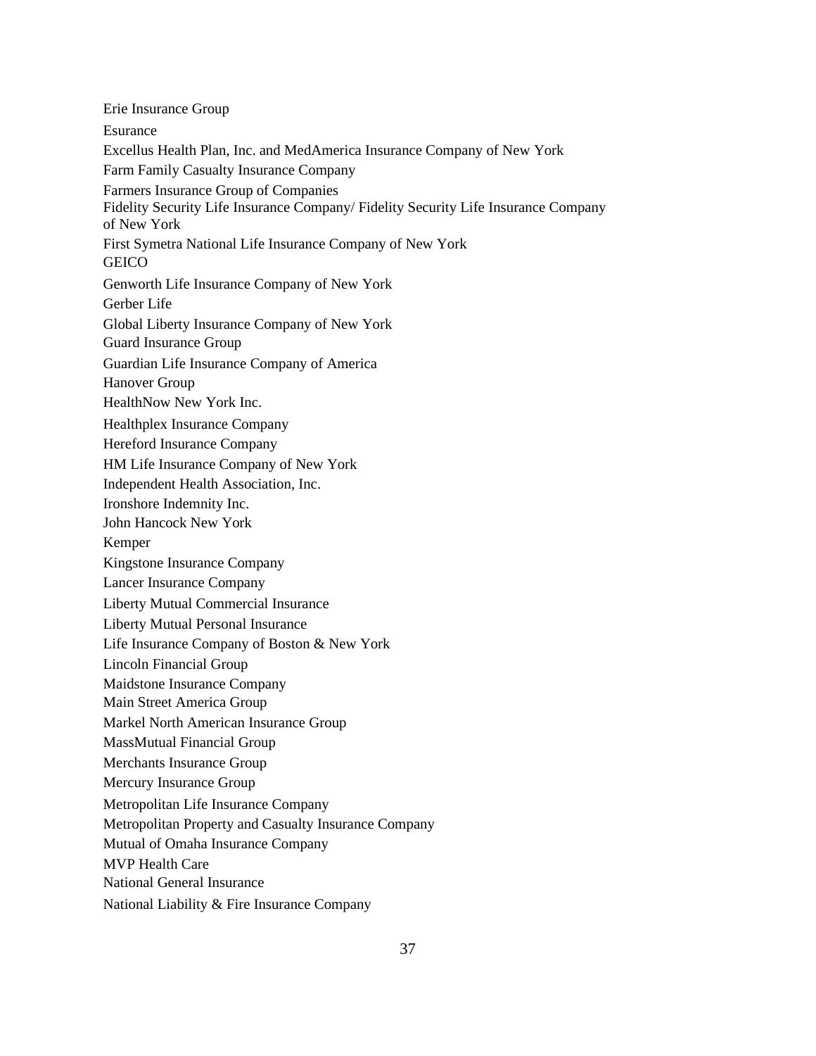Erie Insurance Group

Esurance

Excellus Health Plan, Inc. and MedAmerica Insurance Company of New York

Farm Family Casualty Insurance Company

Farmers Insurance Group of Companies

Fidelity Security Life Insurance Company/ Fidelity Security Life Insurance Company of New York

First Symetra National Life Insurance Company of New York

GEICO

Genworth Life Insurance Company of New York

Gerber Life

Global Liberty Insurance Company of New York

Guard Insurance Group

Guardian Life Insurance Company of America

Hanover Group

HealthNow New York Inc.

Healthplex Insurance Company

Hereford Insurance Company

HM Life Insurance Company of New York

Independent Health Association, Inc.

Ironshore Indemnity Inc.

John Hancock New York

Kemper

Kingstone Insurance Company

Lancer Insurance Company

Liberty Mutual Commercial Insurance

Liberty Mutual Personal Insurance

Life Insurance Company of Boston & New York

Lincoln Financial Group

Maidstone Insurance Company

Main Street America Group

Markel North American Insurance Group

MassMutual Financial Group

Merchants Insurance Group

Mercury Insurance Group

Metropolitan Life Insurance Company

Metropolitan Property and Casualty Insurance Company

Mutual of Omaha Insurance Company

MVP Health Care

National General Insurance

National Liability & Fire Insurance Company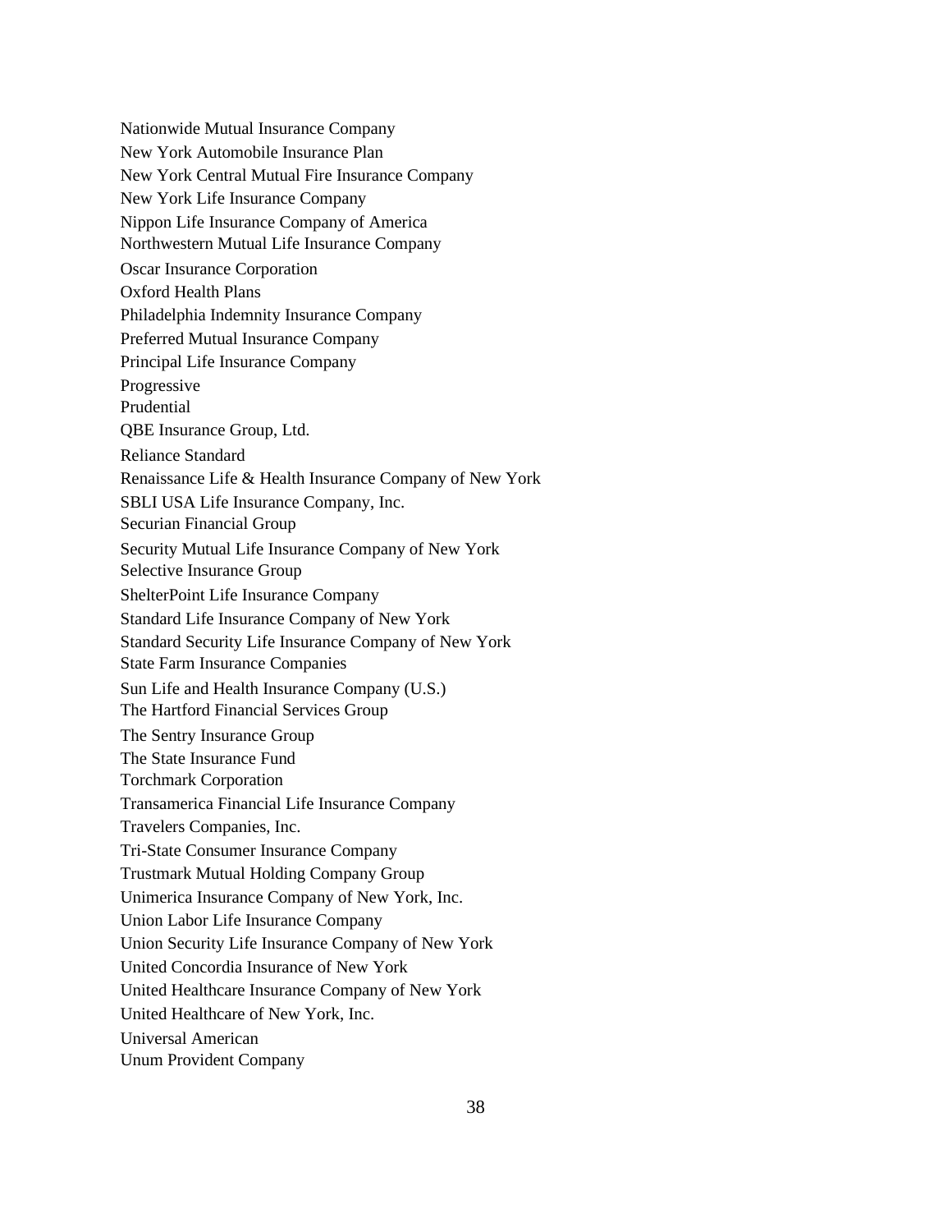Nationwide Mutual Insurance Company
New York Automobile Insurance Plan
New York Central Mutual Fire Insurance Company
New York Life Insurance Company
Nippon Life Insurance Company of America
Northwestern Mutual Life Insurance Company
Oscar Insurance Corporation
Oxford Health Plans
Philadelphia Indemnity Insurance Company
Preferred Mutual Insurance Company
Principal Life Insurance Company
Progressive
Prudential
QBE Insurance Group, Ltd.
Reliance Standard
Renaissance Life & Health Insurance Company of New York
SBLI USA Life Insurance Company, Inc.
Securian Financial Group
Security Mutual Life Insurance Company of New York
Selective Insurance Group
ShelterPoint Life Insurance Company
Standard Life Insurance Company of New York
Standard Security Life Insurance Company of New York
State Farm Insurance Companies
Sun Life and Health Insurance Company (U.S.)
The Hartford Financial Services Group
The Sentry Insurance Group
The State Insurance Fund
Torchmark Corporation
Transamerica Financial Life Insurance Company
Travelers Companies, Inc.
Tri-State Consumer Insurance Company
Trustmark Mutual Holding Company Group
Unimerica Insurance Company of New York, Inc.
Union Labor Life Insurance Company
Union Security Life Insurance Company of New York
United Concordia Insurance of New York
United Healthcare Insurance Company of New York
United Healthcare of New York, Inc.
Universal American
Unum Provident Company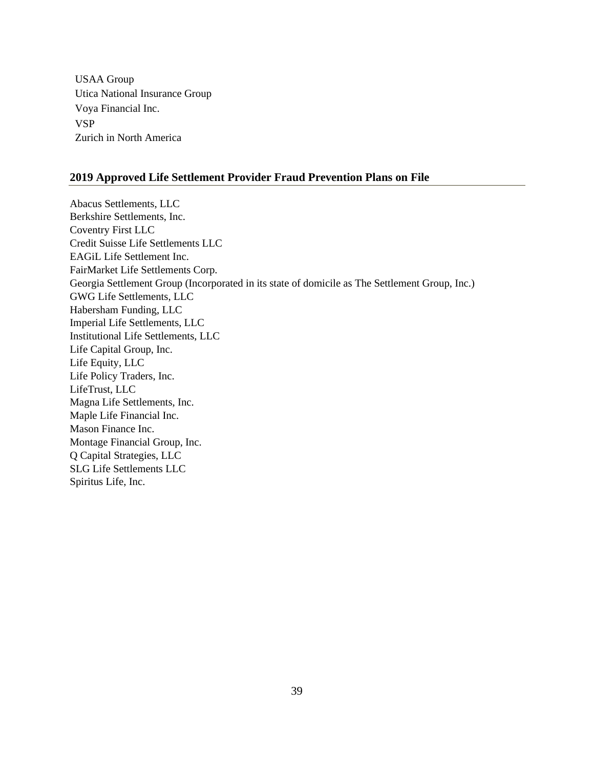USAA Group
Utica National Insurance Group
Voya Financial Inc.
VSP
Zurich in North America

## 2019 Approved Life Settlement Provider Fraud Prevention Plans on File

Abacus Settlements, LLC
Berkshire Settlements, Inc.
Coventry First LLC
Credit Suisse Life Settlements LLC
EAGiL Life Settlement Inc.
FairMarket Life Settlements Corp.
Georgia Settlement Group (Incorporated in its state of domicile as The Settlement Group, Inc.)
GWG Life Settlements, LLC
Habersham Funding, LLC
Imperial Life Settlements, LLC
Institutional Life Settlements, LLC
Life Capital Group, Inc.
Life Equity, LLC
Life Policy Traders, Inc.
LifeTrust, LLC
Magna Life Settlements, Inc.
Maple Life Financial Inc.
Mason Finance Inc.
Montage Financial Group, Inc.
Q Capital Strategies, LLC
SLG Life Settlements LLC
Spiritus Life, Inc.